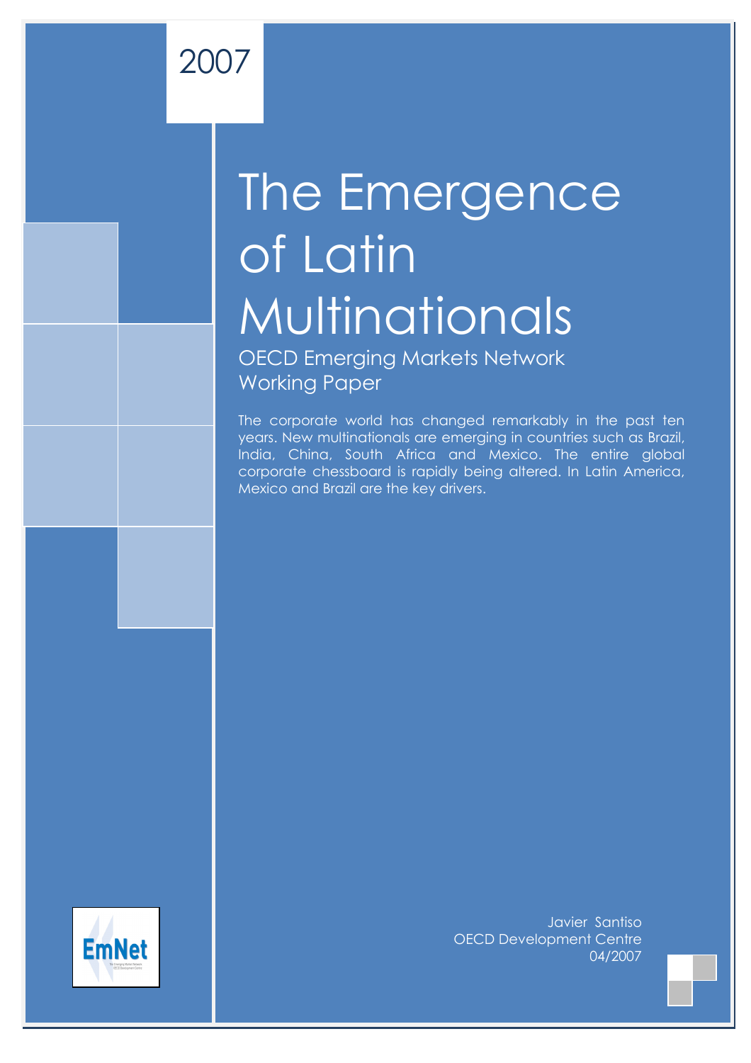2007

# The Emergence of Latin Multinationals

## OECD Emerging Markets Network Working Paper

The corporate world has changed remarkably in the past ten years. New multinationals are emerging in countries such as Brazil, India, China, South Africa and Mexico. The entire global corporate chessboard is rapidly being altered. In Latin America, Mexico and Brazil are the key drivers.

EmNet

Javier Santiso
OECD Development Centre
04/2007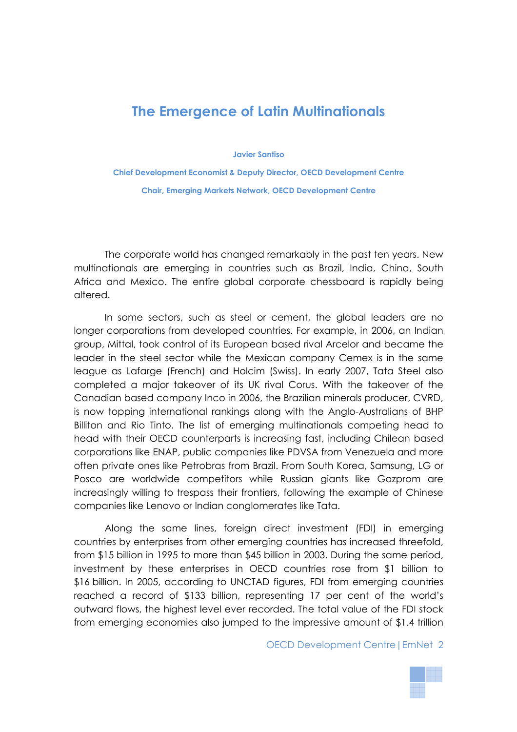# The Emergence of Latin Multinationals

**Javier Santiso**

**Chief Development Economist & Deputy Director, OECD Development Centre**

**Chair, Emerging Markets Network, OECD Development Centre**

The corporate world has changed remarkably in the past ten years. New multinationals are emerging in countries such as Brazil, India, China, South Africa and Mexico. The entire global corporate chessboard is rapidly being altered.

In some sectors, such as steel or cement, the global leaders are no longer corporations from developed countries. For example, in 2006, an Indian group, Mittal, took control of its European based rival Arcelor and became the leader in the steel sector while the Mexican company Cemex is in the same league as Lafarge (French) and Holcim (Swiss). In early 2007, Tata Steel also completed a major takeover of its UK rival Corus. With the takeover of the Canadian based company Inco in 2006, the Brazilian minerals producer, CVRD, is now topping international rankings along with the Anglo-Australians of BHP Billiton and Rio Tinto. The list of emerging multinationals competing head to head with their OECD counterparts is increasing fast, including Chilean based corporations like ENAP, public companies like PDVSA from Venezuela and more often private ones like Petrobras from Brazil. From South Korea, Samsung, LG or Posco are worldwide competitors while Russian giants like Gazprom are increasingly willing to trespass their frontiers, following the example of Chinese companies like Lenovo or Indian conglomerates like Tata.

Along the same lines, foreign direct investment (FDI) in emerging countries by enterprises from other emerging countries has increased threefold, from $15 billion in 1995 to more than $45 billion in 2003. During the same period, investment by these enterprises in OECD countries rose from $1 billion to $16 billion. In 2005, according to UNCTAD figures, FDI from emerging countries reached a record of $133 billion, representing 17 per cent of the world's outward flows, the highest level ever recorded. The total value of the FDI stock from emerging economies also jumped to the impressive amount of $1.4 trillion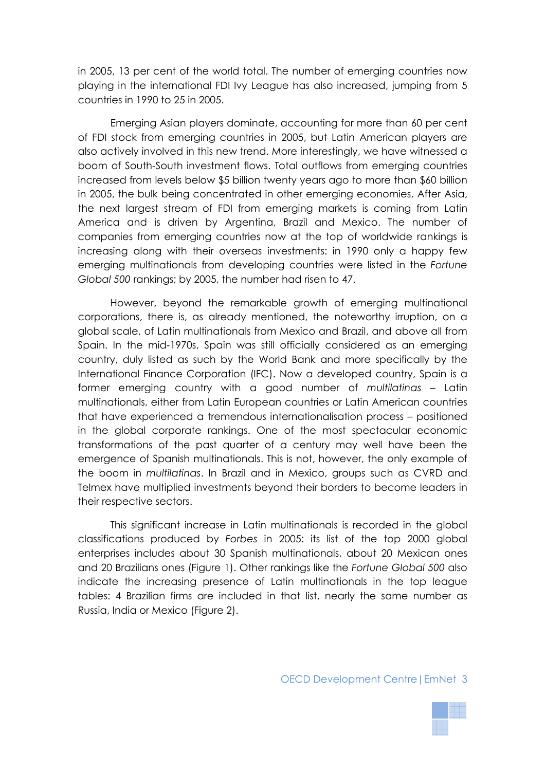in 2005, 13 per cent of the world total. The number of emerging countries now playing in the international FDI Ivy League has also increased, jumping from 5 countries in 1990 to 25 in 2005.

Emerging Asian players dominate, accounting for more than 60 per cent of FDI stock from emerging countries in 2005, but Latin American players are also actively involved in this new trend. More interestingly, we have witnessed a boom of South-South investment flows. Total outflows from emerging countries increased from levels below $5 billion twenty years ago to more than $60 billion in 2005, the bulk being concentrated in other emerging economies. After Asia, the next largest stream of FDI from emerging markets is coming from Latin America and is driven by Argentina, Brazil and Mexico. The number of companies from emerging countries now at the top of worldwide rankings is increasing along with their overseas investments: in 1990 only a happy few emerging multinationals from developing countries were listed in the *Fortune Global 500* rankings; by 2005, the number had risen to 47.

However, beyond the remarkable growth of emerging multinational corporations, there is, as already mentioned, the noteworthy irruption, on a global scale, of Latin multinationals from Mexico and Brazil, and above all from Spain. In the mid-1970s, Spain was still officially considered as an emerging country, duly listed as such by the World Bank and more specifically by the International Finance Corporation (IFC). Now a developed country, Spain is a former emerging country with a good number of *multilatinas* – Latin multinationals, either from Latin European countries or Latin American countries that have experienced a tremendous internationalisation process – positioned in the global corporate rankings. One of the most spectacular economic transformations of the past quarter of a century may well have been the emergence of Spanish multinationals. This is not, however, the only example of the boom in *multilatinas*. In Brazil and in Mexico, groups such as CVRD and Telmex have multiplied investments beyond their borders to become leaders in their respective sectors.

This significant increase in Latin multinationals is recorded in the global classifications produced by *Forbes* in 2005: its list of the top 2000 global enterprises includes about 30 Spanish multinationals, about 20 Mexican ones and 20 Brazilians ones (Figure 1). Other rankings like the *Fortune Global 500* also indicate the increasing presence of Latin multinationals in the top league tables: 4 Brazilian firms are included in that list, nearly the same number as Russia, India or Mexico (Figure 2).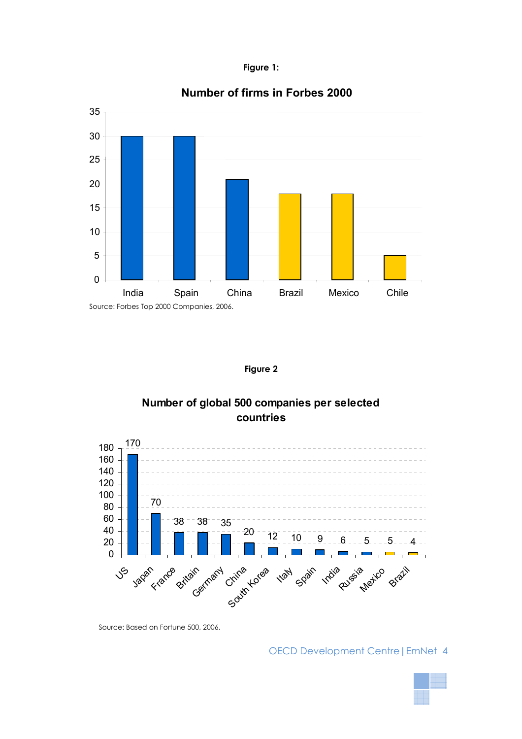**Figure 1:**

**Number of firms in Forbes 2000**

| Country | Number of firms |
|---|---|
| India | 30 |
| Spain | 30 |
| China | 21 |
| Brazil | 18 |
| Mexico | 18 |
| Chile | 5 |

Source: Forbes Top 2000 Companies, 2006.

**Figure 2**

**Number of global 500 companies per selected countries**

| Country | Number of companies |
|---|---|
| US | 170 |
| Japan | 70 |
| France | 38 |
| Britain | 38 |
| Germany | 35 |
| China | 20 |
| South Korea | 12 |
| Italy | 10 |
| Spain | 9 |
| India | 6 |
| Russia | 5 |
| Mexico | 5 |
| Brazil | 4 |

Source: Based on Fortune 500, 2006.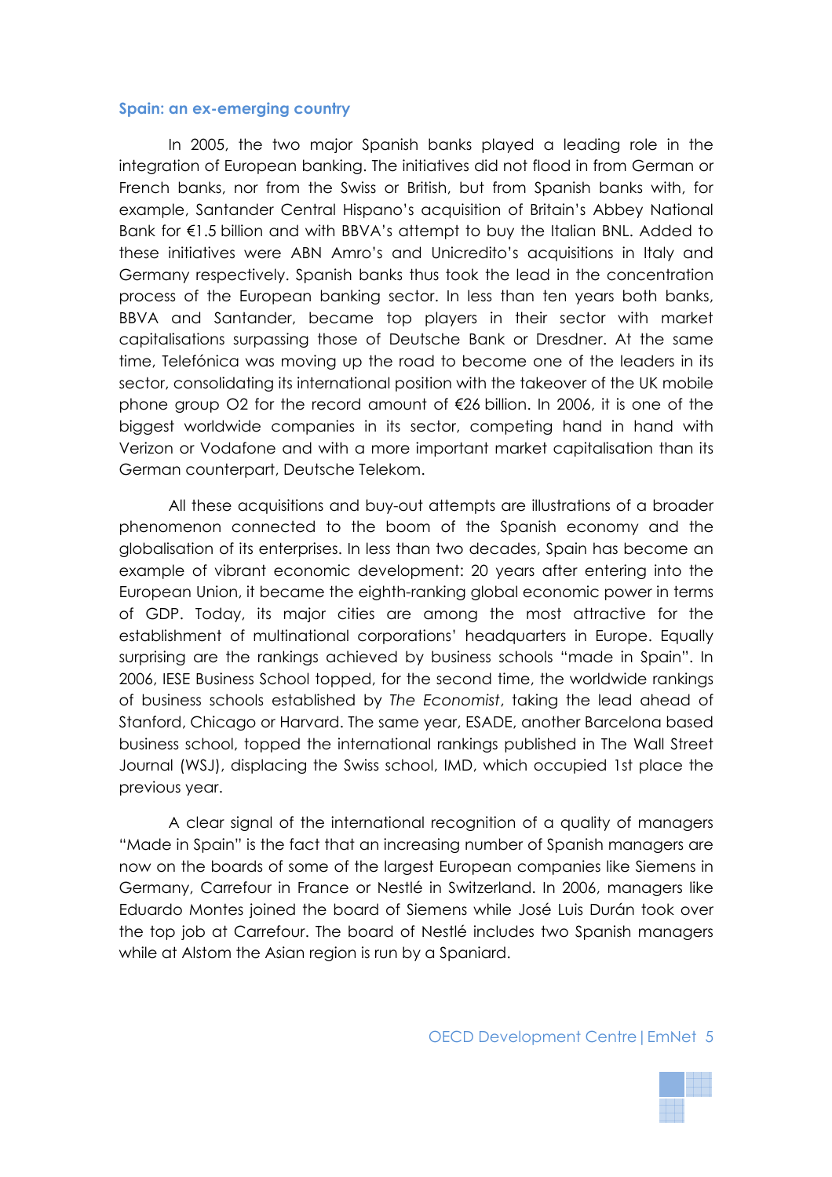### Spain: an ex-emerging country

In 2005, the two major Spanish banks played a leading role in the integration of European banking. The initiatives did not flood in from German or French banks, nor from the Swiss or British, but from Spanish banks with, for example, Santander Central Hispano's acquisition of Britain's Abbey National Bank for €1.5 billion and with BBVA's attempt to buy the Italian BNL. Added to these initiatives were ABN Amro's and Unicredito's acquisitions in Italy and Germany respectively. Spanish banks thus took the lead in the concentration process of the European banking sector. In less than ten years both banks, BBVA and Santander, became top players in their sector with market capitalisations surpassing those of Deutsche Bank or Dresdner. At the same time, Telefónica was moving up the road to become one of the leaders in its sector, consolidating its international position with the takeover of the UK mobile phone group O2 for the record amount of €26 billion. In 2006, it is one of the biggest worldwide companies in its sector, competing hand in hand with Verizon or Vodafone and with a more important market capitalisation than its German counterpart, Deutsche Telekom.

All these acquisitions and buy-out attempts are illustrations of a broader phenomenon connected to the boom of the Spanish economy and the globalisation of its enterprises. In less than two decades, Spain has become an example of vibrant economic development: 20 years after entering into the European Union, it became the eighth-ranking global economic power in terms of GDP. Today, its major cities are among the most attractive for the establishment of multinational corporations' headquarters in Europe. Equally surprising are the rankings achieved by business schools "made in Spain". In 2006, IESE Business School topped, for the second time, the worldwide rankings of business schools established by *The Economist*, taking the lead ahead of Stanford, Chicago or Harvard. The same year, ESADE, another Barcelona based business school, topped the international rankings published in The Wall Street Journal (WSJ), displacing the Swiss school, IMD, which occupied 1st place the previous year.

A clear signal of the international recognition of a quality of managers "Made in Spain" is the fact that an increasing number of Spanish managers are now on the boards of some of the largest European companies like Siemens in Germany, Carrefour in France or Nestlé in Switzerland. In 2006, managers like Eduardo Montes joined the board of Siemens while José Luis Durán took over the top job at Carrefour. The board of Nestlé includes two Spanish managers while at Alstom the Asian region is run by a Spaniard.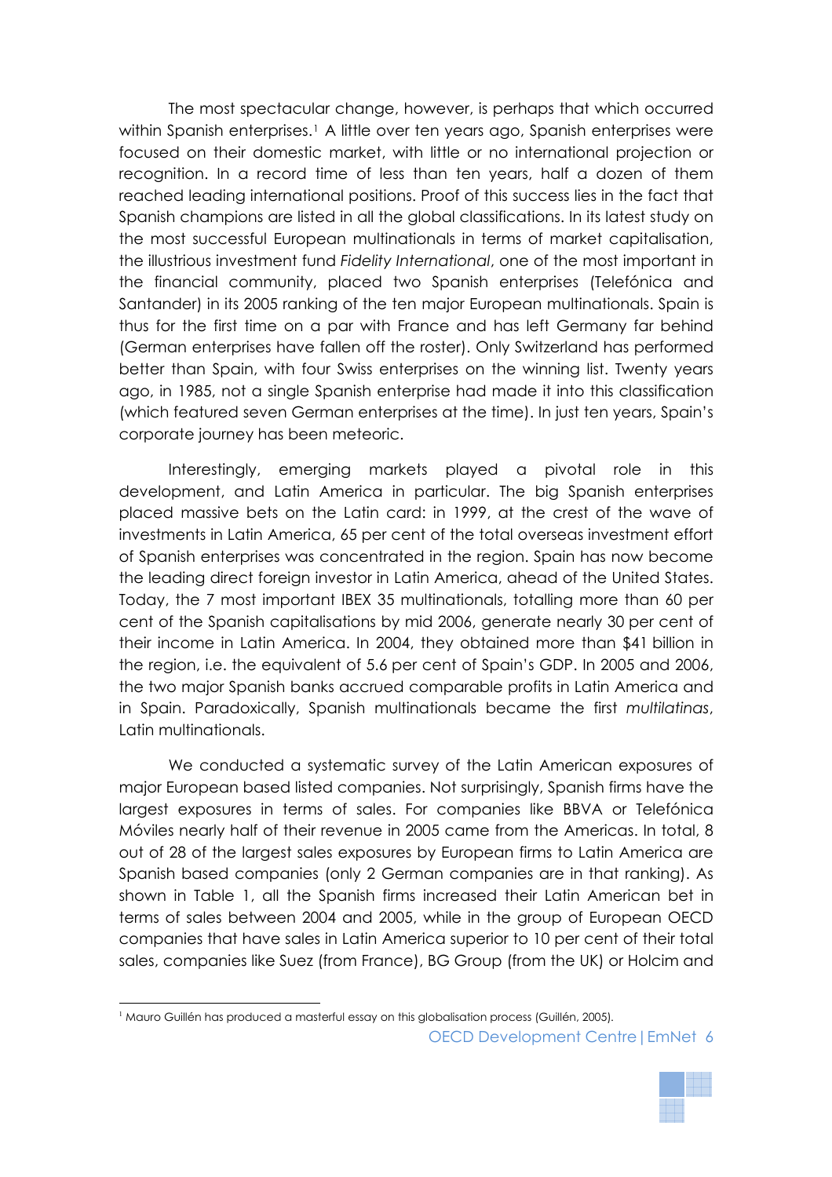The most spectacular change, however, is perhaps that which occurred within Spanish enterprises.[1] A little over ten years ago, Spanish enterprises were focused on their domestic market, with little or no international projection or recognition. In a record time of less than ten years, half a dozen of them reached leading international positions. Proof of this success lies in the fact that Spanish champions are listed in all the global classifications. In its latest study on the most successful European multinationals in terms of market capitalisation, the illustrious investment fund *Fidelity International*, one of the most important in the financial community, placed two Spanish enterprises (Telefónica and Santander) in its 2005 ranking of the ten major European multinationals. Spain is thus for the first time on a par with France and has left Germany far behind (German enterprises have fallen off the roster). Only Switzerland has performed better than Spain, with four Swiss enterprises on the winning list. Twenty years ago, in 1985, not a single Spanish enterprise had made it into this classification (which featured seven German enterprises at the time). In just ten years, Spain's corporate journey has been meteoric.

Interestingly, emerging markets played a pivotal role in this development, and Latin America in particular. The big Spanish enterprises placed massive bets on the Latin card: in 1999, at the crest of the wave of investments in Latin America, 65 per cent of the total overseas investment effort of Spanish enterprises was concentrated in the region. Spain has now become the leading direct foreign investor in Latin America, ahead of the United States. Today, the 7 most important IBEX 35 multinationals, totalling more than 60 per cent of the Spanish capitalisations by mid 2006, generate nearly 30 per cent of their income in Latin America. In 2004, they obtained more than $41 billion in the region, i.e. the equivalent of 5.6 per cent of Spain's GDP. In 2005 and 2006, the two major Spanish banks accrued comparable profits in Latin America and in Spain. Paradoxically, Spanish multinationals became the first *multilatinas*, Latin multinationals.

We conducted a systematic survey of the Latin American exposures of major European based listed companies. Not surprisingly, Spanish firms have the largest exposures in terms of sales. For companies like BBVA or Telefónica Móviles nearly half of their revenue in 2005 came from the Americas. In total, 8 out of 28 of the largest sales exposures by European firms to Latin America are Spanish based companies (only 2 German companies are in that ranking). As shown in Table 1, all the Spanish firms increased their Latin American bet in terms of sales between 2004 and 2005, while in the group of European OECD companies that have sales in Latin America superior to 10 per cent of their total sales, companies like Suez (from France), BG Group (from the UK) or Holcim and

[1] Mauro Guillén has produced a masterful essay on this globalisation process (Guillén, 2005).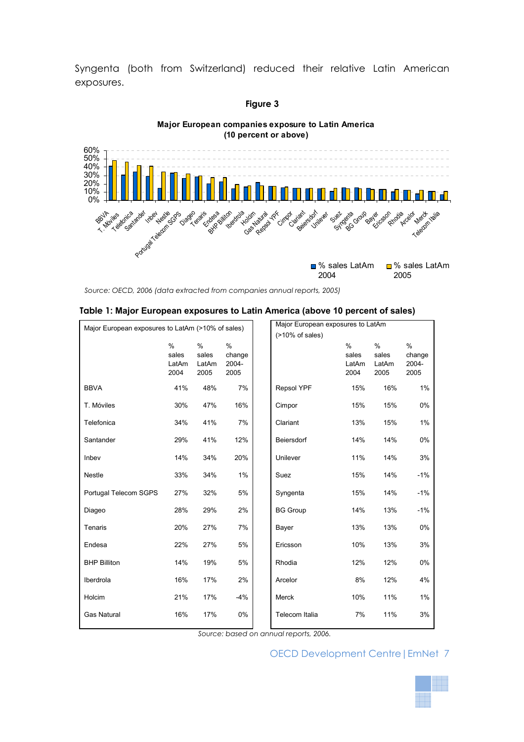Syngenta (both from Switzerland) reduced their relative Latin American exposures.

**Figure 3**

**Major European companies exposure to Latin America (10 percent or above)**

*Source: OECD, 2006 (data extracted from companies annual reports, 2005)*

**Table 1: Major European exposures to Latin America (above 10 percent of sales)**

| Major European exposures to LatAm (>10% of sales) | % sales LatAm 2004 | % sales LatAm 2005 | % change 2004-2005 | Major European exposures to LatAm (>10% of sales) | % sales LatAm 2004 | % sales LatAm 2005 | % change 2004-2005 |
|---|---|---|---|---|---|---|---|
| BBVA | 41% | 48% | 7% | Repsol YPF | 15% | 16% | 1% |
| T. Móviles | 30% | 47% | 16% | Cimpor | 15% | 15% | 0% |
| Telefonica | 34% | 41% | 7% | Clariant | 13% | 15% | 1% |
| Santander | 29% | 41% | 12% | Beiersdorf | 14% | 14% | 0% |
| Inbev | 14% | 34% | 20% | Unilever | 11% | 14% | 3% |
| Nestle | 33% | 34% | 1% | Suez | 15% | 14% | -1% |
| Portugal Telecom SGPS | 27% | 32% | 5% | Syngenta | 15% | 14% | -1% |
| Diageo | 28% | 29% | 2% | BG Group | 14% | 13% | -1% |
| Tenaris | 20% | 27% | 7% | Bayer | 13% | 13% | 0% |
| Endesa | 22% | 27% | 5% | Ericsson | 10% | 13% | 3% |
| BHP Billiton | 14% | 19% | 5% | Rhodia | 12% | 12% | 0% |
| Iberdrola | 16% | 17% | 2% | Arcelor | 8% | 12% | 4% |
| Holcim | 21% | 17% | -4% | Merck | 10% | 11% | 1% |
| Gas Natural | 16% | 17% | 0% | Telecom Italia | 7% | 11% | 3% |

*Source: based on annual reports, 2006.*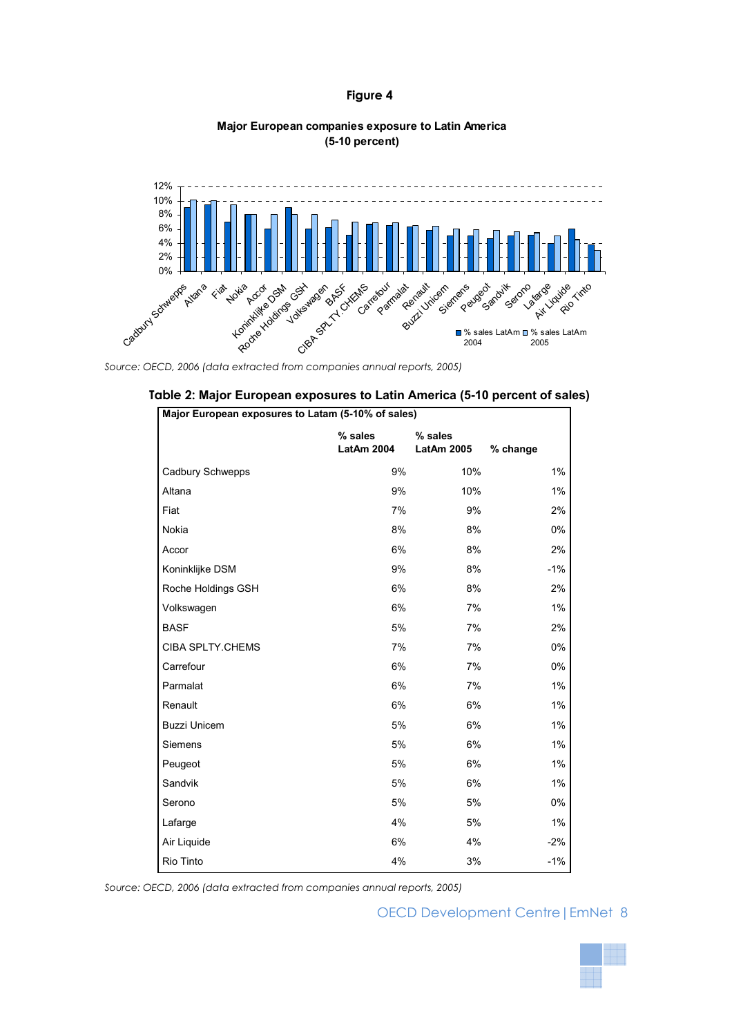**Figure 4**

**Major European companies exposure to Latin America (5-10 percent)**

*Source: OECD, 2006 (data extracted from companies annual reports, 2005)*

**Table 2: Major European exposures to Latin America (5-10 percent of sales)**

| Major European exposures to Latam (5-10% of sales) | % sales LatAm 2004 | % sales LatAm 2005 | % change |
|---|---|---|---|
| Cadbury Schwepps | 9% | 10% | 1% |
| Altana | 9% | 10% | 1% |
| Fiat | 7% | 9% | 2% |
| Nokia | 8% | 8% | 0% |
| Accor | 6% | 8% | 2% |
| Koninklijke DSM | 9% | 8% | -1% |
| Roche Holdings GSH | 6% | 8% | 2% |
| Volkswagen | 6% | 7% | 1% |
| BASF | 5% | 7% | 2% |
| CIBA SPLTY.CHEMS | 7% | 7% | 0% |
| Carrefour | 6% | 7% | 0% |
| Parmalat | 6% | 7% | 1% |
| Renault | 6% | 6% | 1% |
| Buzzi Unicem | 5% | 6% | 1% |
| Siemens | 5% | 6% | 1% |
| Peugeot | 5% | 6% | 1% |
| Sandvik | 5% | 6% | 1% |
| Serono | 5% | 5% | 0% |
| Lafarge | 4% | 5% | 1% |
| Air Liquide | 6% | 4% | -2% |
| Rio Tinto | 4% | 3% | -1% |

*Source: OECD, 2006 (data extracted from companies annual reports, 2005)*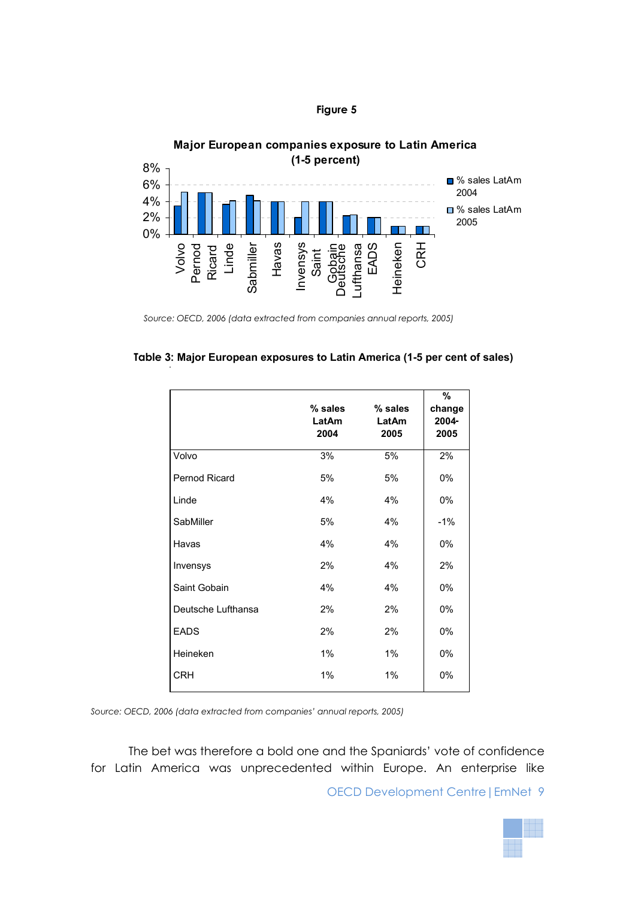**Figure 5**

**Major European companies exposure to Latin America (1-5 percent)**

*Source: OECD, 2006 (data extracted from companies annual reports, 2005)*

**Table 3: Major European exposures to Latin America (1-5 per cent of sales)**

| | % sales LatAm 2004 | % sales LatAm 2005 | % change 2004-2005 |
|---|---|---|---|
| Volvo | 3% | 5% | 2% |
| Pernod Ricard | 5% | 5% | 0% |
| Linde | 4% | 4% | 0% |
| SabMiller | 5% | 4% | -1% |
| Havas | 4% | 4% | 0% |
| Invensys | 2% | 4% | 2% |
| Saint Gobain | 4% | 4% | 0% |
| Deutsche Lufthansa | 2% | 2% | 0% |
| EADS | 2% | 2% | 0% |
| Heineken | 1% | 1% | 0% |
| CRH | 1% | 1% | 0% |

*Source: OECD, 2006 (data extracted from companies' annual reports, 2005)*

The bet was therefore a bold one and the Spaniards' vote of confidence for Latin America was unprecedented within Europe. An enterprise like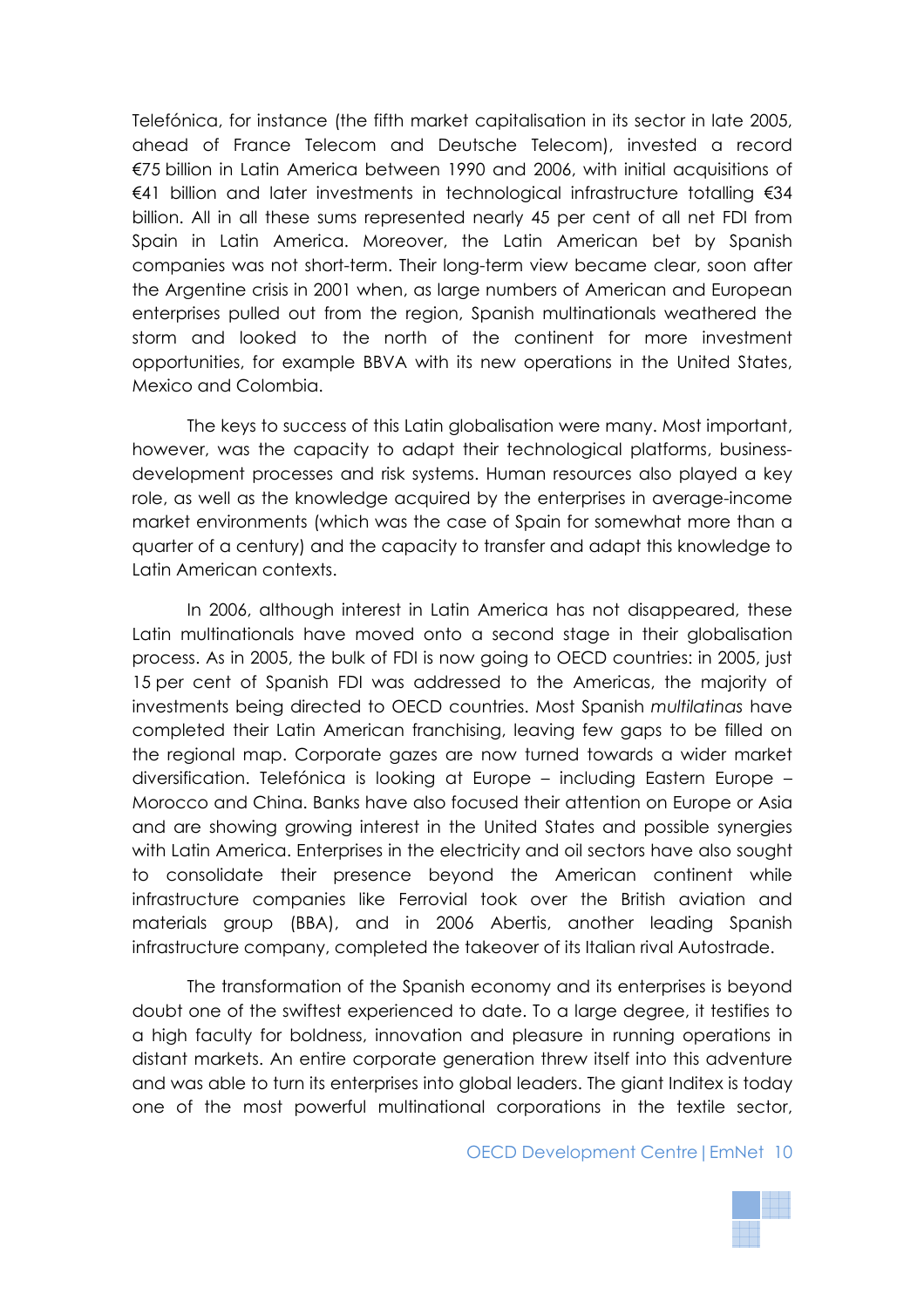Telefónica, for instance (the fifth market capitalisation in its sector in late 2005, ahead of France Telecom and Deutsche Telecom), invested a record €75 billion in Latin America between 1990 and 2006, with initial acquisitions of €41 billion and later investments in technological infrastructure totalling €34 billion. All in all these sums represented nearly 45 per cent of all net FDI from Spain in Latin America. Moreover, the Latin American bet by Spanish companies was not short-term. Their long-term view became clear, soon after the Argentine crisis in 2001 when, as large numbers of American and European enterprises pulled out from the region, Spanish multinationals weathered the storm and looked to the north of the continent for more investment opportunities, for example BBVA with its new operations in the United States, Mexico and Colombia.

The keys to success of this Latin globalisation were many. Most important, however, was the capacity to adapt their technological platforms, business-development processes and risk systems. Human resources also played a key role, as well as the knowledge acquired by the enterprises in average-income market environments (which was the case of Spain for somewhat more than a quarter of a century) and the capacity to transfer and adapt this knowledge to Latin American contexts.

In 2006, although interest in Latin America has not disappeared, these Latin multinationals have moved onto a second stage in their globalisation process. As in 2005, the bulk of FDI is now going to OECD countries: in 2005, just 15 per cent of Spanish FDI was addressed to the Americas, the majority of investments being directed to OECD countries. Most Spanish *multilatinas* have completed their Latin American franchising, leaving few gaps to be filled on the regional map. Corporate gazes are now turned towards a wider market diversification. Telefónica is looking at Europe – including Eastern Europe – Morocco and China. Banks have also focused their attention on Europe or Asia and are showing growing interest in the United States and possible synergies with Latin America. Enterprises in the electricity and oil sectors have also sought to consolidate their presence beyond the American continent while infrastructure companies like Ferrovial took over the British aviation and materials group (BBA), and in 2006 Abertis, another leading Spanish infrastructure company, completed the takeover of its Italian rival Autostrade.

The transformation of the Spanish economy and its enterprises is beyond doubt one of the swiftest experienced to date. To a large degree, it testifies to a high faculty for boldness, innovation and pleasure in running operations in distant markets. An entire corporate generation threw itself into this adventure and was able to turn its enterprises into global leaders. The giant Inditex is today one of the most powerful multinational corporations in the textile sector,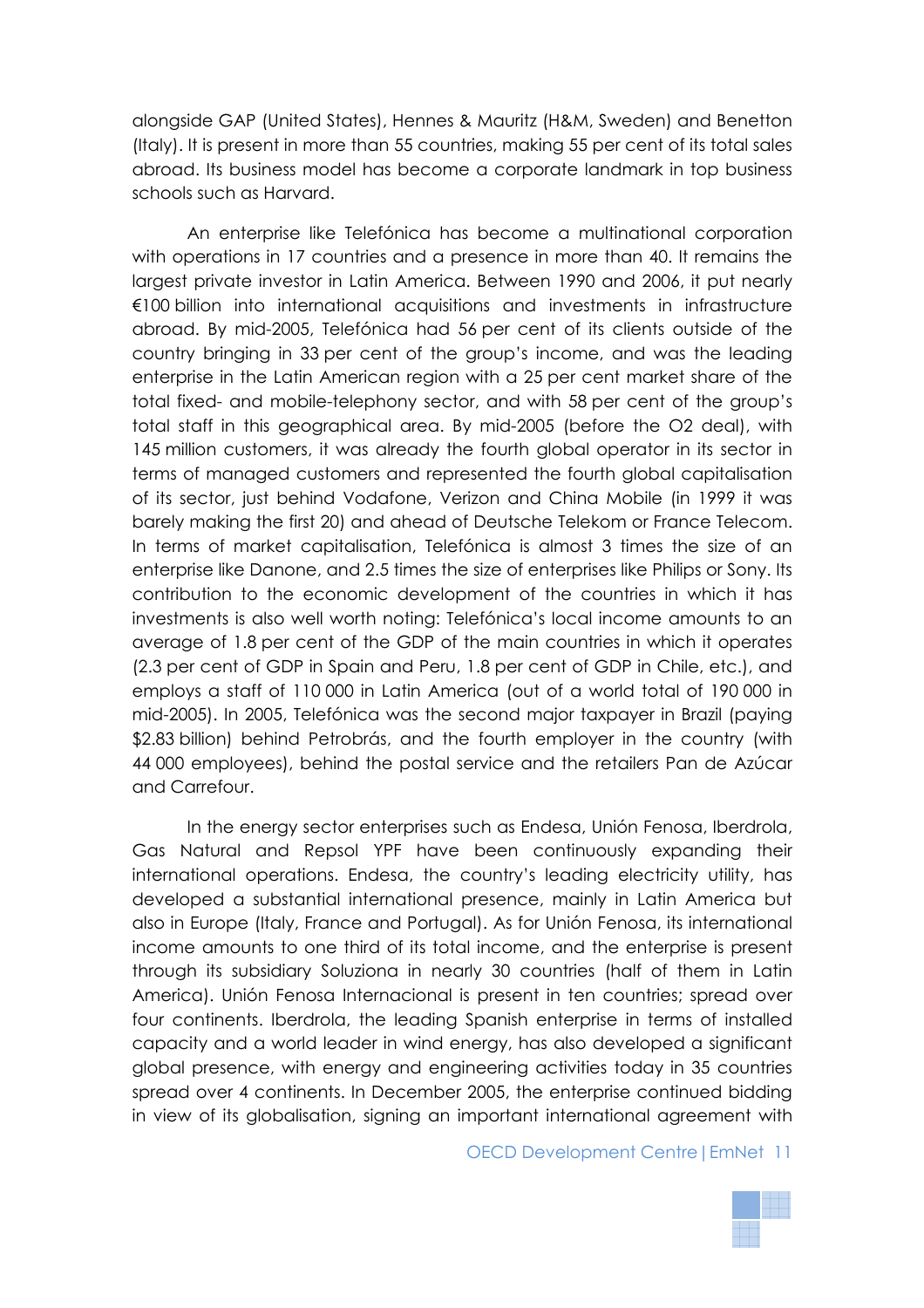alongside GAP (United States), Hennes & Mauritz (H&M, Sweden) and Benetton (Italy). It is present in more than 55 countries, making 55 per cent of its total sales abroad. Its business model has become a corporate landmark in top business schools such as Harvard.

An enterprise like Telefónica has become a multinational corporation with operations in 17 countries and a presence in more than 40. It remains the largest private investor in Latin America. Between 1990 and 2006, it put nearly €100 billion into international acquisitions and investments in infrastructure abroad. By mid-2005, Telefónica had 56 per cent of its clients outside of the country bringing in 33 per cent of the group's income, and was the leading enterprise in the Latin American region with a 25 per cent market share of the total fixed- and mobile-telephony sector, and with 58 per cent of the group's total staff in this geographical area. By mid-2005 (before the O2 deal), with 145 million customers, it was already the fourth global operator in its sector in terms of managed customers and represented the fourth global capitalisation of its sector, just behind Vodafone, Verizon and China Mobile (in 1999 it was barely making the first 20) and ahead of Deutsche Telekom or France Telecom. In terms of market capitalisation, Telefónica is almost 3 times the size of an enterprise like Danone, and 2.5 times the size of enterprises like Philips or Sony. Its contribution to the economic development of the countries in which it has investments is also well worth noting: Telefónica's local income amounts to an average of 1.8 per cent of the GDP of the main countries in which it operates (2.3 per cent of GDP in Spain and Peru, 1.8 per cent of GDP in Chile, etc.), and employs a staff of 110 000 in Latin America (out of a world total of 190 000 in mid-2005). In 2005, Telefónica was the second major taxpayer in Brazil (paying $2.83 billion) behind Petrobrás, and the fourth employer in the country (with 44 000 employees), behind the postal service and the retailers Pan de Azúcar and Carrefour.

In the energy sector enterprises such as Endesa, Unión Fenosa, Iberdrola, Gas Natural and Repsol YPF have been continuously expanding their international operations. Endesa, the country's leading electricity utility, has developed a substantial international presence, mainly in Latin America but also in Europe (Italy, France and Portugal). As for Unión Fenosa, its international income amounts to one third of its total income, and the enterprise is present through its subsidiary Soluziona in nearly 30 countries (half of them in Latin America). Unión Fenosa Internacional is present in ten countries; spread over four continents. Iberdrola, the leading Spanish enterprise in terms of installed capacity and a world leader in wind energy, has also developed a significant global presence, with energy and engineering activities today in 35 countries spread over 4 continents. In December 2005, the enterprise continued bidding in view of its globalisation, signing an important international agreement with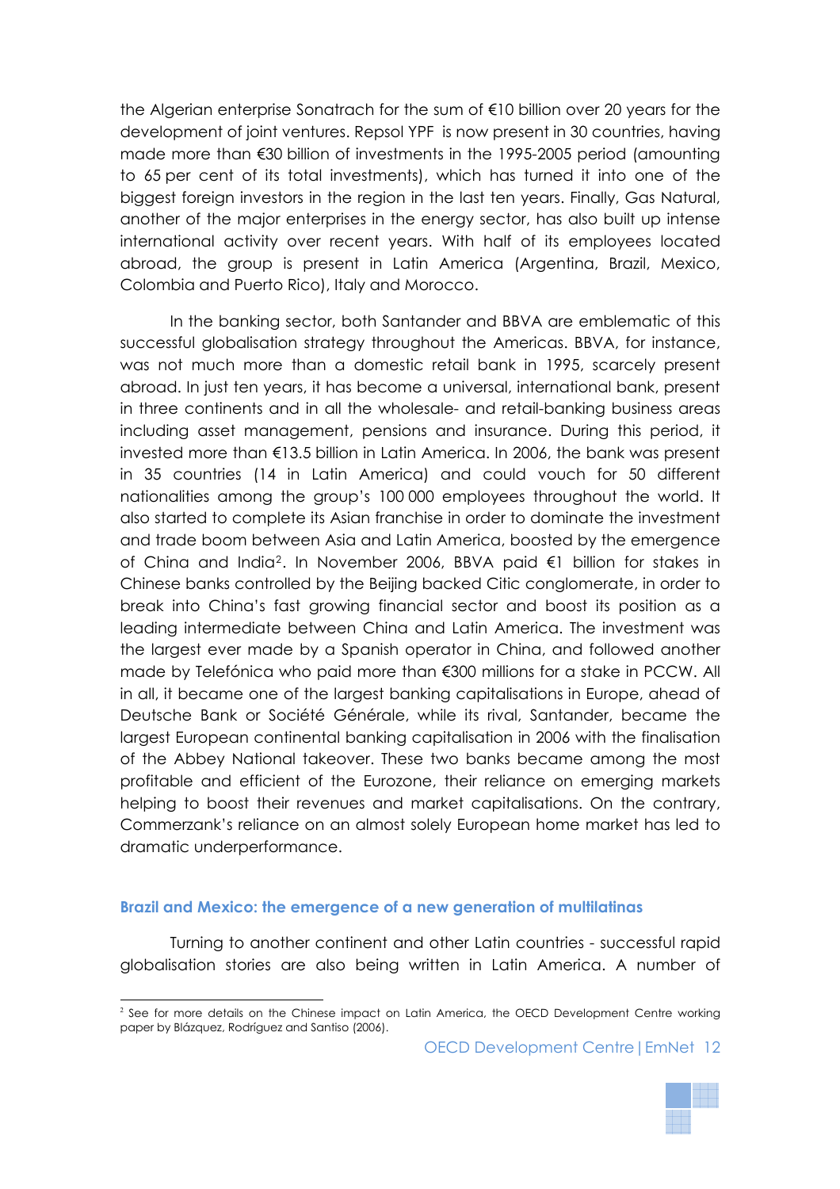the Algerian enterprise Sonatrach for the sum of €10 billion over 20 years for the development of joint ventures. Repsol YPF is now present in 30 countries, having made more than €30 billion of investments in the 1995-2005 period (amounting to 65 per cent of its total investments), which has turned it into one of the biggest foreign investors in the region in the last ten years. Finally, Gas Natural, another of the major enterprises in the energy sector, has also built up intense international activity over recent years. With half of its employees located abroad, the group is present in Latin America (Argentina, Brazil, Mexico, Colombia and Puerto Rico), Italy and Morocco.

In the banking sector, both Santander and BBVA are emblematic of this successful globalisation strategy throughout the Americas. BBVA, for instance, was not much more than a domestic retail bank in 1995, scarcely present abroad. In just ten years, it has become a universal, international bank, present in three continents and in all the wholesale- and retail-banking business areas including asset management, pensions and insurance. During this period, it invested more than €13.5 billion in Latin America. In 2006, the bank was present in 35 countries (14 in Latin America) and could vouch for 50 different nationalities among the group's 100 000 employees throughout the world. It also started to complete its Asian franchise in order to dominate the investment and trade boom between Asia and Latin America, boosted by the emergence of China and India[2]. In November 2006, BBVA paid €1 billion for stakes in Chinese banks controlled by the Beijing backed Citic conglomerate, in order to break into China's fast growing financial sector and boost its position as a leading intermediate between China and Latin America. The investment was the largest ever made by a Spanish operator in China, and followed another made by Telefónica who paid more than €300 millions for a stake in PCCW. All in all, it became one of the largest banking capitalisations in Europe, ahead of Deutsche Bank or Société Générale, while its rival, Santander, became the largest European continental banking capitalisation in 2006 with the finalisation of the Abbey National takeover. These two banks became among the most profitable and efficient of the Eurozone, their reliance on emerging markets helping to boost their revenues and market capitalisations. On the contrary, Commerzank's reliance on an almost solely European home market has led to dramatic underperformance.

### Brazil and Mexico: the emergence of a new generation of multilatinas

Turning to another continent and other Latin countries - successful rapid globalisation stories are also being written in Latin America. A number of

[2] See for more details on the Chinese impact on Latin America, the OECD Development Centre working paper by Blázquez, Rodríguez and Santiso (2006).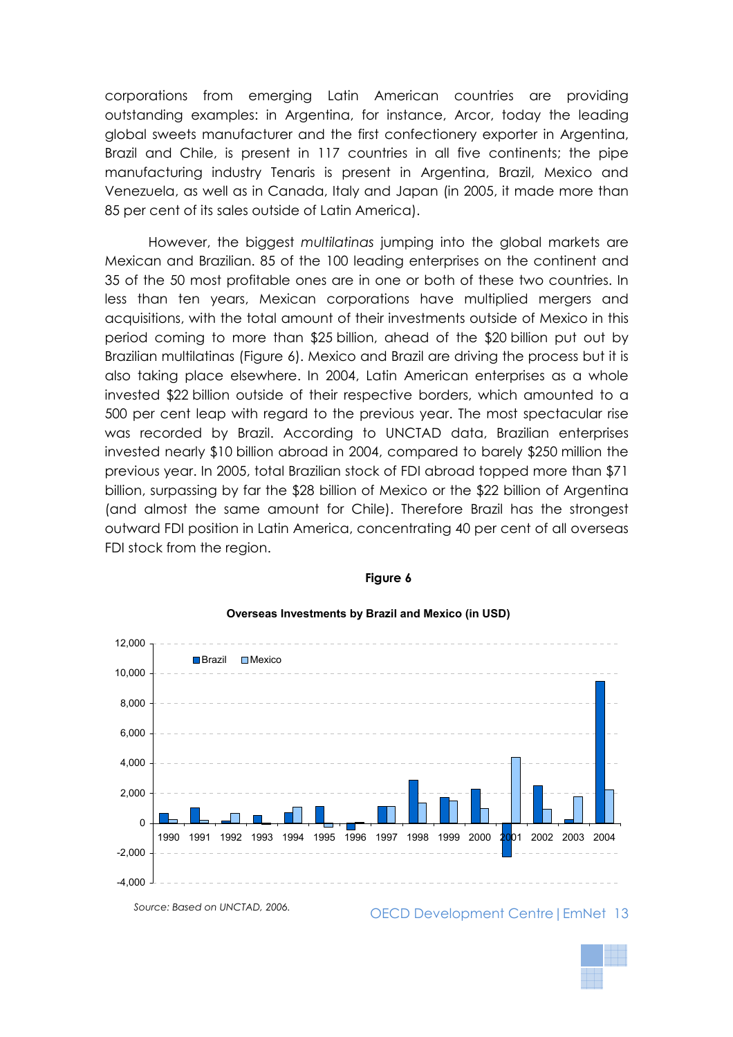corporations from emerging Latin American countries are providing outstanding examples: in Argentina, for instance, Arcor, today the leading global sweets manufacturer and the first confectionery exporter in Argentina, Brazil and Chile, is present in 117 countries in all five continents; the pipe manufacturing industry Tenaris is present in Argentina, Brazil, Mexico and Venezuela, as well as in Canada, Italy and Japan (in 2005, it made more than 85 per cent of its sales outside of Latin America).

However, the biggest *multilatinas* jumping into the global markets are Mexican and Brazilian. 85 of the 100 leading enterprises on the continent and 35 of the 50 most profitable ones are in one or both of these two countries. In less than ten years, Mexican corporations have multiplied mergers and acquisitions, with the total amount of their investments outside of Mexico in this period coming to more than $25 billion, ahead of the $20 billion put out by Brazilian multilatinas (Figure 6). Mexico and Brazil are driving the process but it is also taking place elsewhere. In 2004, Latin American enterprises as a whole invested $22 billion outside of their respective borders, which amounted to a 500 per cent leap with regard to the previous year. The most spectacular rise was recorded by Brazil. According to UNCTAD data, Brazilian enterprises invested nearly $10 billion abroad in 2004, compared to barely $250 million the previous year. In 2005, total Brazilian stock of FDI abroad topped more than $71 billion, surpassing by far the $28 billion of Mexico or the $22 billion of Argentina (and almost the same amount for Chile). Therefore Brazil has the strongest outward FDI position in Latin America, concentrating 40 per cent of all overseas FDI stock from the region.

**Figure 6**

**Overseas Investments by Brazil and Mexico (in USD)**

*Source: Based on UNCTAD, 2006.*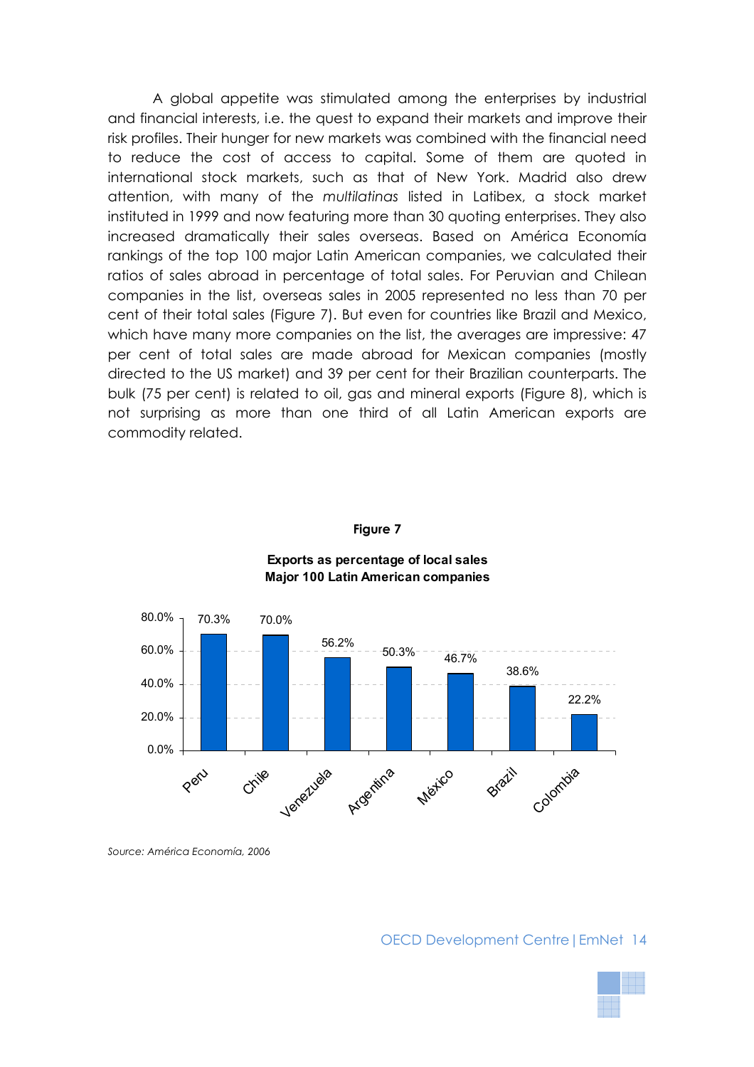A global appetite was stimulated among the enterprises by industrial and financial interests, i.e. the quest to expand their markets and improve their risk profiles. Their hunger for new markets was combined with the financial need to reduce the cost of access to capital. Some of them are quoted in international stock markets, such as that of New York. Madrid also drew attention, with many of the *multilatinas* listed in Latibex, a stock market instituted in 1999 and now featuring more than 30 quoting enterprises. They also increased dramatically their sales overseas. Based on América Economía rankings of the top 100 major Latin American companies, we calculated their ratios of sales abroad in percentage of total sales. For Peruvian and Chilean companies in the list, overseas sales in 2005 represented no less than 70 per cent of their total sales (Figure 7). But even for countries like Brazil and Mexico, which have many more companies on the list, the averages are impressive: 47 per cent of total sales are made abroad for Mexican companies (mostly directed to the US market) and 39 per cent for their Brazilian counterparts. The bulk (75 per cent) is related to oil, gas and mineral exports (Figure 8), which is not surprising as more than one third of all Latin American exports are commodity related.

**Figure 7**

**Exports as percentage of local sales**
**Major 100 Latin American companies**

| Country | Exports as % of local sales |
|---|---|
| Peru | 70.3% |
| Chile | 70.0% |
| Venezuela | 56.2% |
| Argentina | 50.3% |
| México | 46.7% |
| Brazil | 38.6% |
| Colombia | 22.2% |

*Source: América Economía, 2006*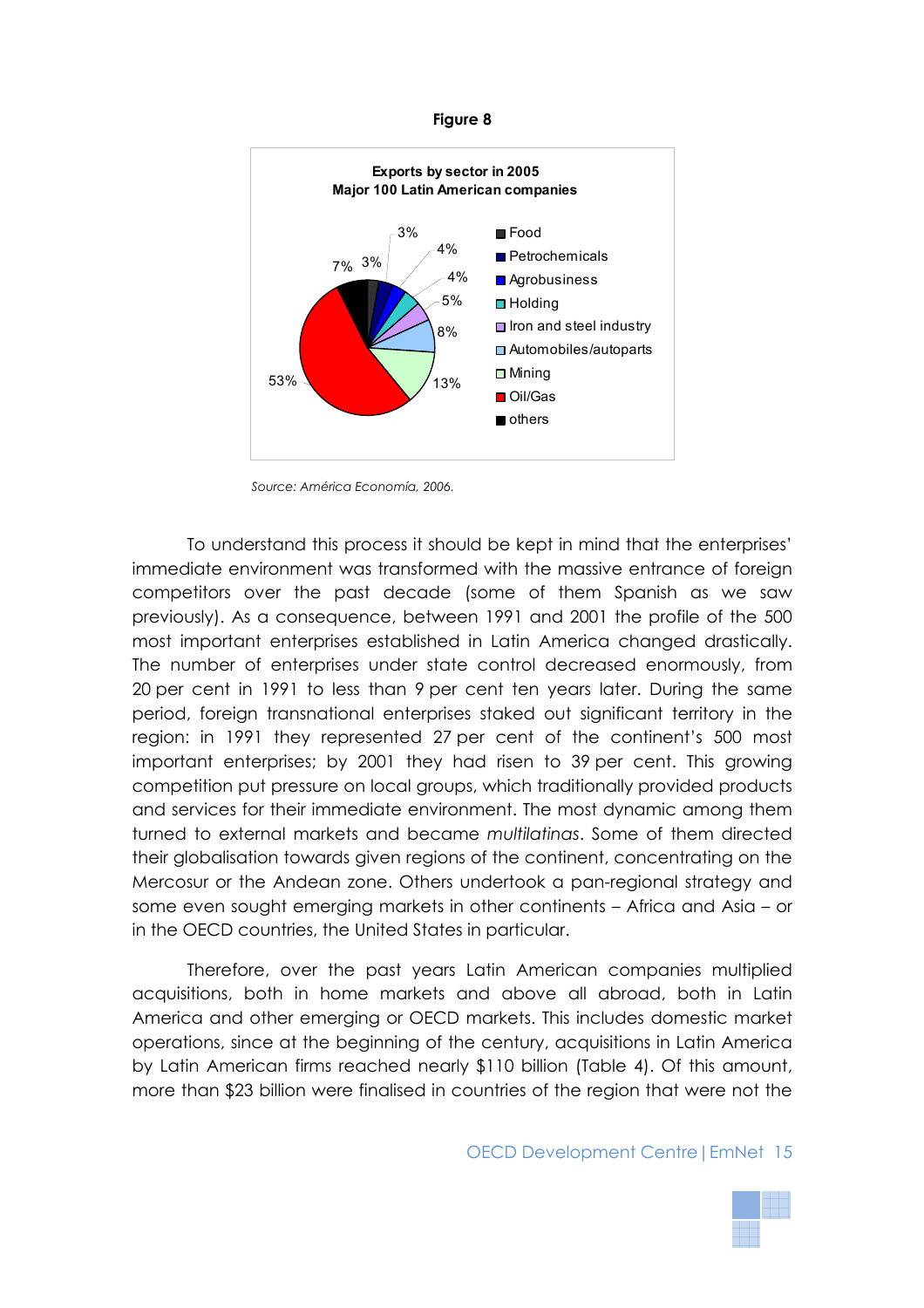**Figure 8**

**Exports by sector in 2005**
**Major 100 Latin American companies**

| Sector | Share |
|---|---|
| Food | 3% |
| Petrochemicals | 3% |
| Agrobusiness | 4% |
| Holding | 4% |
| Iron and steel industry | 5% |
| Automobiles/autoparts | 8% |
| Mining | 13% |
| Oil/Gas | 53% |
| others | 7% |

*Source: América Economía, 2006.*

To understand this process it should be kept in mind that the enterprises' immediate environment was transformed with the massive entrance of foreign competitors over the past decade (some of them Spanish as we saw previously). As a consequence, between 1991 and 2001 the profile of the 500 most important enterprises established in Latin America changed drastically. The number of enterprises under state control decreased enormously, from 20 per cent in 1991 to less than 9 per cent ten years later. During the same period, foreign transnational enterprises staked out significant territory in the region: in 1991 they represented 27 per cent of the continent's 500 most important enterprises; by 2001 they had risen to 39 per cent. This growing competition put pressure on local groups, which traditionally provided products and services for their immediate environment. The most dynamic among them turned to external markets and became *multilatinas*. Some of them directed their globalisation towards given regions of the continent, concentrating on the Mercosur or the Andean zone. Others undertook a pan-regional strategy and some even sought emerging markets in other continents – Africa and Asia – or in the OECD countries, the United States in particular.

Therefore, over the past years Latin American companies multiplied acquisitions, both in home markets and above all abroad, both in Latin America and other emerging or OECD markets. This includes domestic market operations, since at the beginning of the century, acquisitions in Latin America by Latin American firms reached nearly $110 billion (Table 4). Of this amount, more than $23 billion were finalised in countries of the region that were not the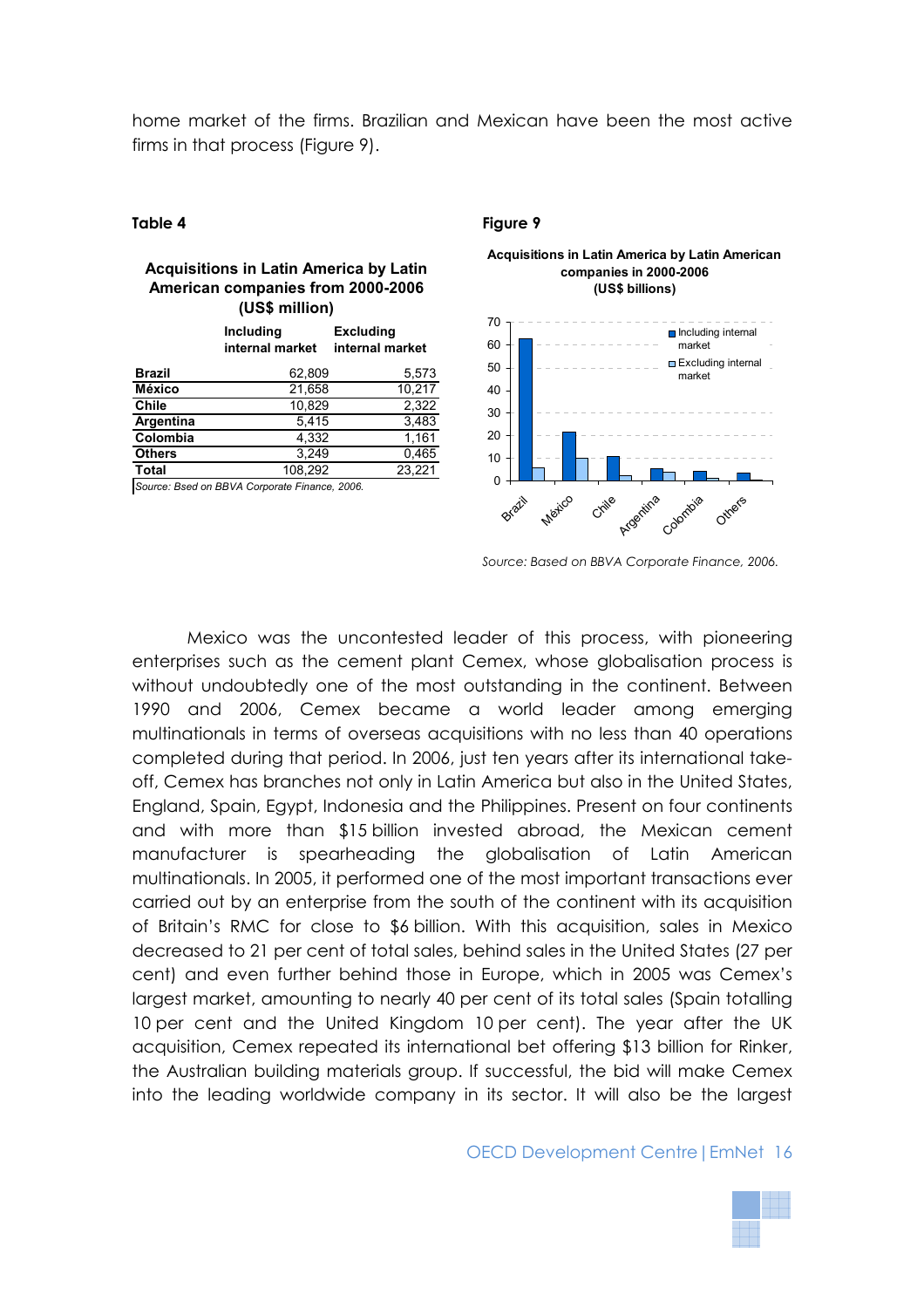home market of the firms. Brazilian and Mexican have been the most active firms in that process (Figure 9).

**Table 4**

**Acquisitions in Latin America by Latin American companies from 2000-2006 (US$ million)**

| | Including internal market | Excluding internal market |
|---|---|---|
| **Brazil** | 62,809 | 5,573 |
| **México** | 21,658 | 10,217 |
| **Chile** | 10,829 | 2,322 |
| **Argentina** | 5,415 | 3,483 |
| **Colombia** | 4,332 | 1,161 |
| **Others** | 3,249 | 0,465 |
| **Total** | 108,292 | 23,221 |

*Source: Bsed on BBVA Corporate Finance, 2006.*

**Figure 9**

**Acquisitions in Latin America by Latin American companies in 2000-2006 (US$ billions)**

*Source: Based on BBVA Corporate Finance, 2006.*

Mexico was the uncontested leader of this process, with pioneering enterprises such as the cement plant Cemex, whose globalisation process is without undoubtedly one of the most outstanding in the continent. Between 1990 and 2006, Cemex became a world leader among emerging multinationals in terms of overseas acquisitions with no less than 40 operations completed during that period. In 2006, just ten years after its international take-off, Cemex has branches not only in Latin America but also in the United States, England, Spain, Egypt, Indonesia and the Philippines. Present on four continents and with more than $15 billion invested abroad, the Mexican cement manufacturer is spearheading the globalisation of Latin American multinationals. In 2005, it performed one of the most important transactions ever carried out by an enterprise from the south of the continent with its acquisition of Britain's RMC for close to $6 billion. With this acquisition, sales in Mexico decreased to 21 per cent of total sales, behind sales in the United States (27 per cent) and even further behind those in Europe, which in 2005 was Cemex's largest market, amounting to nearly 40 per cent of its total sales (Spain totalling 10 per cent and the United Kingdom 10 per cent). The year after the UK acquisition, Cemex repeated its international bet offering $13 billion for Rinker, the Australian building materials group. If successful, the bid will make Cemex into the leading worldwide company in its sector. It will also be the largest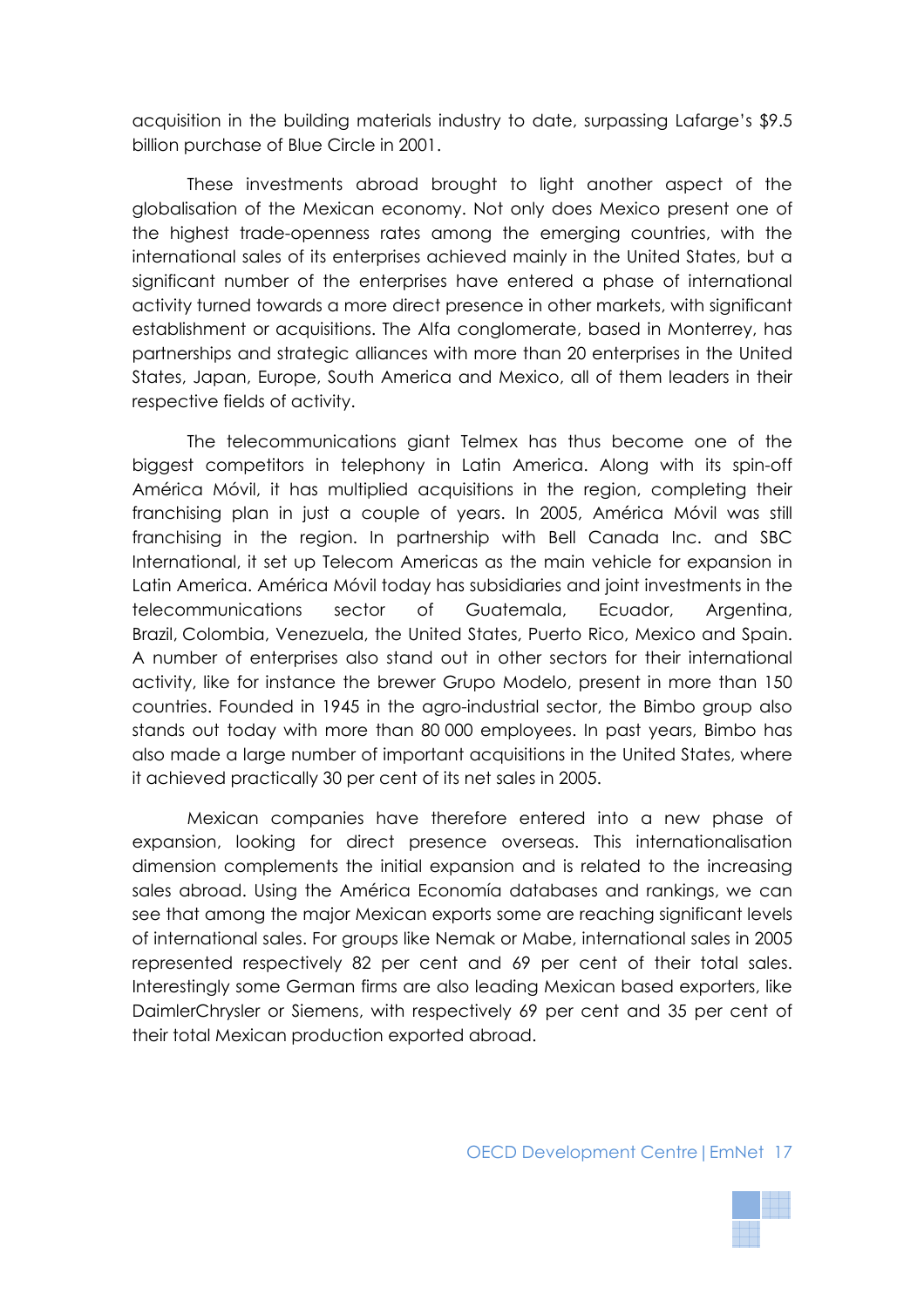acquisition in the building materials industry to date, surpassing Lafarge's $9.5 billion purchase of Blue Circle in 2001.

These investments abroad brought to light another aspect of the globalisation of the Mexican economy. Not only does Mexico present one of the highest trade-openness rates among the emerging countries, with the international sales of its enterprises achieved mainly in the United States, but a significant number of the enterprises have entered a phase of international activity turned towards a more direct presence in other markets, with significant establishment or acquisitions. The Alfa conglomerate, based in Monterrey, has partnerships and strategic alliances with more than 20 enterprises in the United States, Japan, Europe, South America and Mexico, all of them leaders in their respective fields of activity.

The telecommunications giant Telmex has thus become one of the biggest competitors in telephony in Latin America. Along with its spin-off América Móvil, it has multiplied acquisitions in the region, completing their franchising plan in just a couple of years. In 2005, América Móvil was still franchising in the region. In partnership with Bell Canada Inc. and SBC International, it set up Telecom Americas as the main vehicle for expansion in Latin America. América Móvil today has subsidiaries and joint investments in the telecommunications sector of Guatemala, Ecuador, Argentina, Brazil, Colombia, Venezuela, the United States, Puerto Rico, Mexico and Spain. A number of enterprises also stand out in other sectors for their international activity, like for instance the brewer Grupo Modelo, present in more than 150 countries. Founded in 1945 in the agro-industrial sector, the Bimbo group also stands out today with more than 80 000 employees. In past years, Bimbo has also made a large number of important acquisitions in the United States, where it achieved practically 30 per cent of its net sales in 2005.

Mexican companies have therefore entered into a new phase of expansion, looking for direct presence overseas. This internationalisation dimension complements the initial expansion and is related to the increasing sales abroad. Using the América Economía databases and rankings, we can see that among the major Mexican exports some are reaching significant levels of international sales. For groups like Nemak or Mabe, international sales in 2005 represented respectively 82 per cent and 69 per cent of their total sales. Interestingly some German firms are also leading Mexican based exporters, like DaimlerChrysler or Siemens, with respectively 69 per cent and 35 per cent of their total Mexican production exported abroad.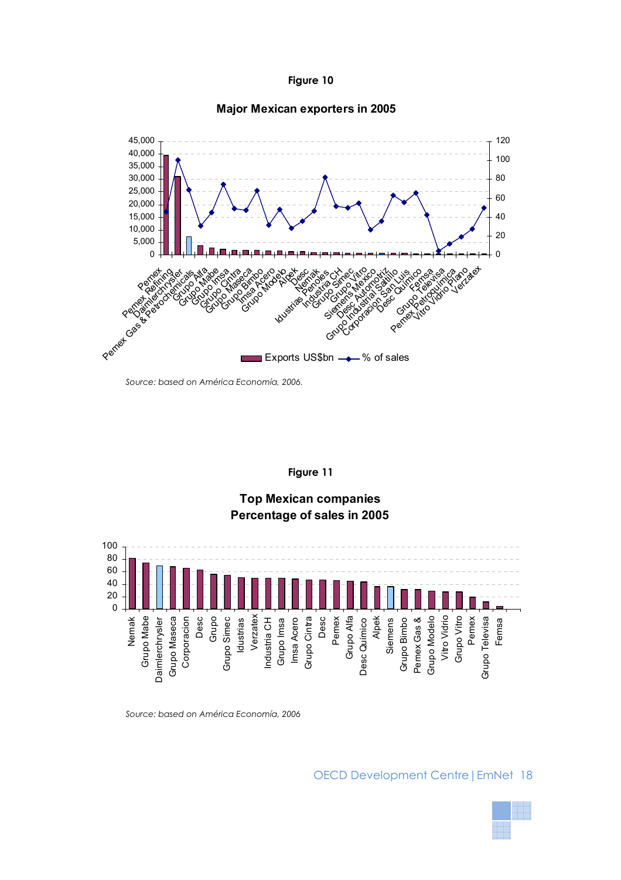**Figure 10**

**Major Mexican exporters in 2005**

Source: based on América Economía, 2006.

**Figure 11**

**Top Mexican companies Percentage of sales in 2005**

Source: based on América Economía, 2006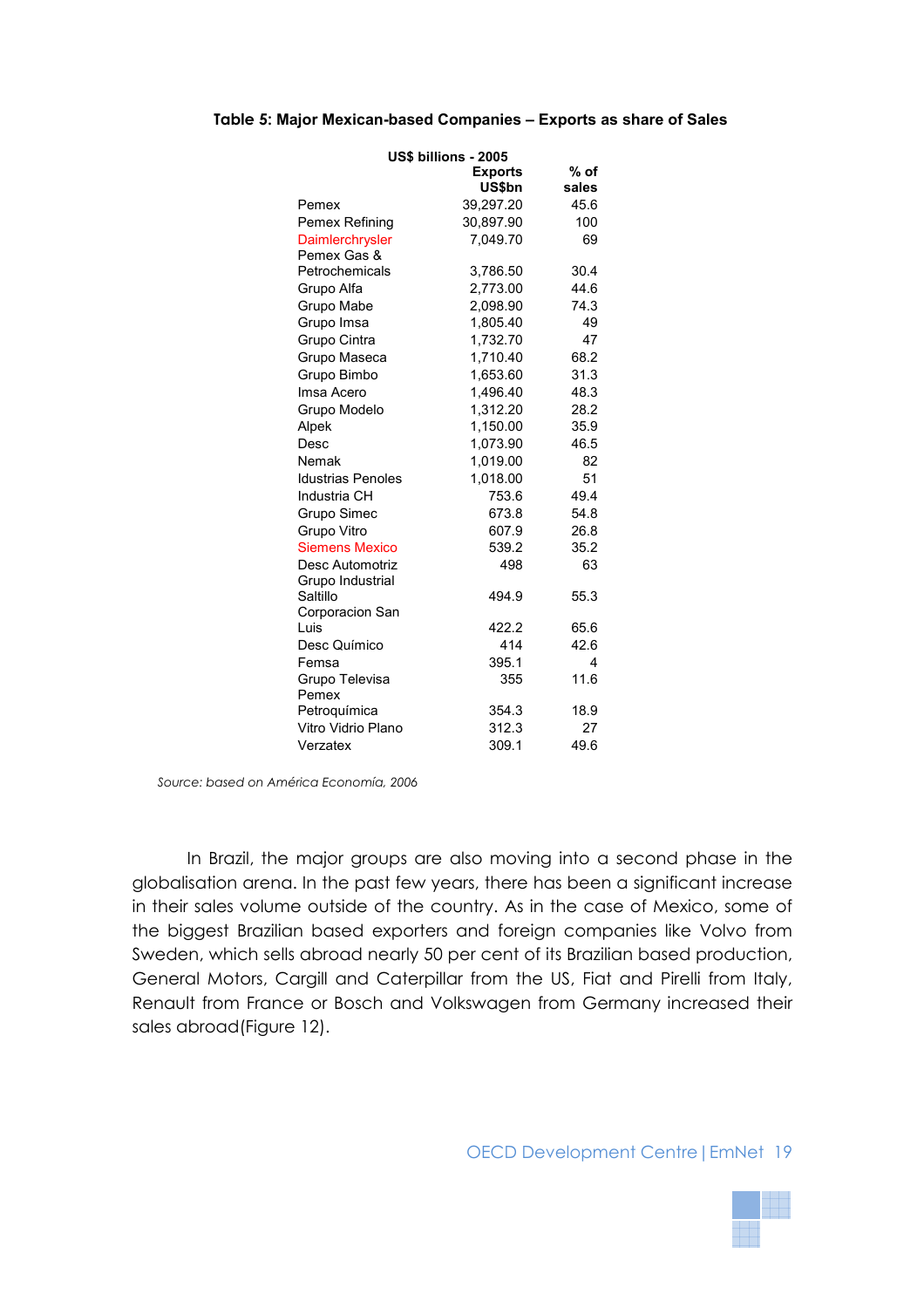**Table 5: Major Mexican-based Companies – Exports as share of Sales**

| US$ billions - 2005 | Exports US$bn | % of sales |
|---|---|---|
| Pemex | 39,297.20 | 45.6 |
| Pemex Refining | 30,897.90 | 100 |
| Daimlerchrysler | 7,049.70 | 69 |
| Pemex Gas & Petrochemicals | 3,786.50 | 30.4 |
| Grupo Alfa | 2,773.00 | 44.6 |
| Grupo Mabe | 2,098.90 | 74.3 |
| Grupo Imsa | 1,805.40 | 49 |
| Grupo Cintra | 1,732.70 | 47 |
| Grupo Maseca | 1,710.40 | 68.2 |
| Grupo Bimbo | 1,653.60 | 31.3 |
| Imsa Acero | 1,496.40 | 48.3 |
| Grupo Modelo | 1,312.20 | 28.2 |
| Alpek | 1,150.00 | 35.9 |
| Desc | 1,073.90 | 46.5 |
| Nemak | 1,019.00 | 82 |
| Idustrias Penoles | 1,018.00 | 51 |
| Industria CH | 753.6 | 49.4 |
| Grupo Simec | 673.8 | 54.8 |
| Grupo Vitro | 607.9 | 26.8 |
| Siemens Mexico | 539.2 | 35.2 |
| Desc Automotriz | 498 | 63 |
| Grupo Industrial Saltillo | 494.9 | 55.3 |
| Corporacion San Luis | 422.2 | 65.6 |
| Desc Químico | 414 | 42.6 |
| Femsa | 395.1 | 4 |
| Grupo Televisa | 355 | 11.6 |
| Pemex Petroquímica | 354.3 | 18.9 |
| Vitro Vidrio Plano | 312.3 | 27 |
| Verzatex | 309.1 | 49.6 |

*Source: based on América Economía, 2006*

In Brazil, the major groups are also moving into a second phase in the globalisation arena. In the past few years, there has been a significant increase in their sales volume outside of the country. As in the case of Mexico, some of the biggest Brazilian based exporters and foreign companies like Volvo from Sweden, which sells abroad nearly 50 per cent of its Brazilian based production, General Motors, Cargill and Caterpillar from the US, Fiat and Pirelli from Italy, Renault from France or Bosch and Volkswagen from Germany increased their sales abroad(Figure 12).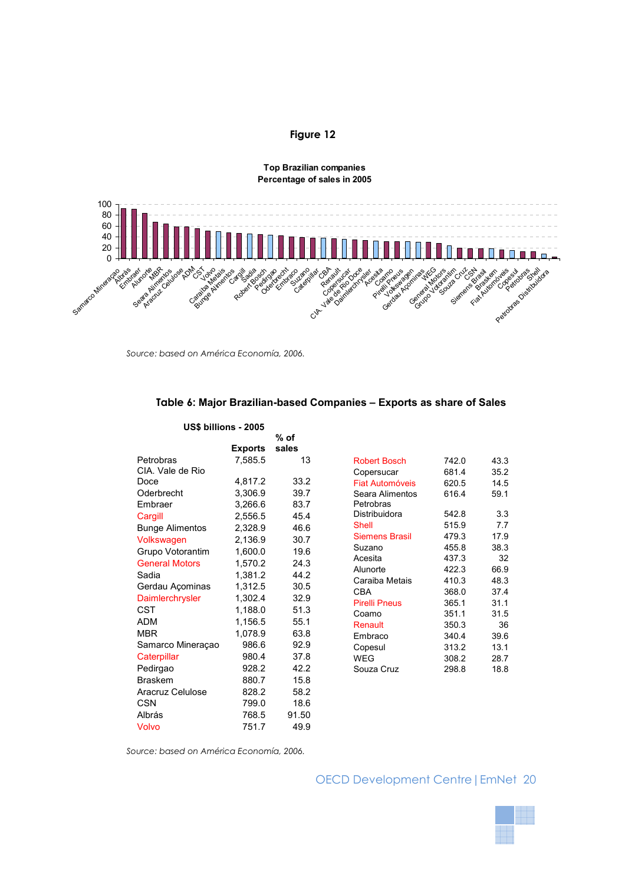## Figure 12

**Top Brazilian companies**
**Percentage of sales in 2005**

*Source: based on América Economía, 2006.*

### Table 6: Major Brazilian-based Companies – Exports as share of Sales

**US$ billions - 2005**

| | Exports | % of sales |
|---|---|---|
| Petrobras | 7,585.5 | 13 |
| CIA. Vale de Rio Doce | 4,817.2 | 33.2 |
| Oderbrecht | 3,306.9 | 39.7 |
| Embraer | 3,266.6 | 83.7 |
| Cargill | 2,556.5 | 45.4 |
| Bunge Alimentos | 2,328.9 | 46.6 |
| Volkswagen | 2,136.9 | 30.7 |
| Grupo Votorantim | 1,600.0 | 19.6 |
| General Motors | 1,570.2 | 24.3 |
| Sadia | 1,381.2 | 44.2 |
| Gerdau Açominas | 1,312.5 | 30.5 |
| Daimlerchrysler | 1,302.4 | 32.9 |
| CST | 1,188.0 | 51.3 |
| ADM | 1,156.5 | 55.1 |
| MBR | 1,078.9 | 63.8 |
| Samarco Mineraçao | 986.6 | 92.9 |
| Caterpillar | 980.4 | 37.8 |
| Pedirgao | 928.2 | 42.2 |
| Braskem | 880.7 | 15.8 |
| Aracruz Celulose | 828.2 | 58.2 |
| CSN | 799.0 | 18.6 |
| Albrás | 768.5 | 91.50 |
| Volvo | 751.7 | 49.9 |
| Robert Bosch | 742.0 | 43.3 |
| Copersucar | 681.4 | 35.2 |
| Fiat Automóveis | 620.5 | 14.5 |
| Seara Alimentos | 616.4 | 59.1 |
| Petrobras Distribuidora | 542.8 | 3.3 |
| Shell | 515.9 | 7.7 |
| Siemens Brasil | 479.3 | 17.9 |
| Suzano | 455.8 | 38.3 |
| Acesita | 437.3 | 32 |
| Alunorte | 422.3 | 66.9 |
| Caraiba Metais | 410.3 | 48.3 |
| CBA | 368.0 | 37.4 |
| Pirelli Pneus | 365.1 | 31.1 |
| Coamo | 351.1 | 31.5 |
| Renault | 350.3 | 36 |
| Embraco | 340.4 | 39.6 |
| Copesul | 313.2 | 13.1 |
| WEG | 308.2 | 28.7 |
| Souza Cruz | 298.8 | 18.8 |

*Source: based on América Economía, 2006.*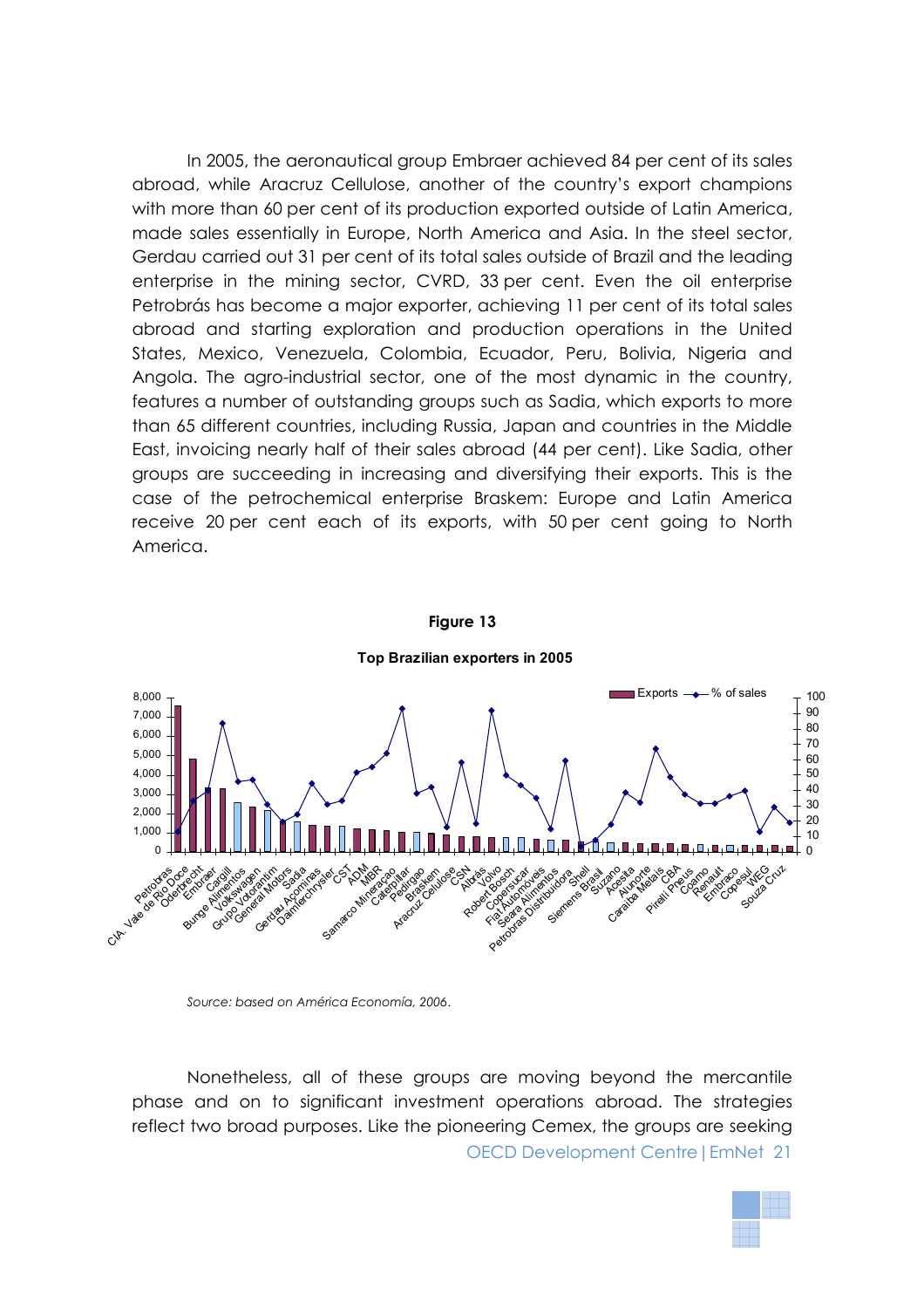In 2005, the aeronautical group Embraer achieved 84 per cent of its sales abroad, while Aracruz Cellulose, another of the country's export champions with more than 60 per cent of its production exported outside of Latin America, made sales essentially in Europe, North America and Asia. In the steel sector, Gerdau carried out 31 per cent of its total sales outside of Brazil and the leading enterprise in the mining sector, CVRD, 33 per cent. Even the oil enterprise Petrobrás has become a major exporter, achieving 11 per cent of its total sales abroad and starting exploration and production operations in the United States, Mexico, Venezuela, Colombia, Ecuador, Peru, Bolivia, Nigeria and Angola. The agro-industrial sector, one of the most dynamic in the country, features a number of outstanding groups such as Sadia, which exports to more than 65 different countries, including Russia, Japan and countries in the Middle East, invoicing nearly half of their sales abroad (44 per cent). Like Sadia, other groups are succeeding in increasing and diversifying their exports. This is the case of the petrochemical enterprise Braskem: Europe and Latin America receive 20 per cent each of its exports, with 50 per cent going to North America.

**Figure 13**

**Top Brazilian exporters in 2005**

*Source: based on América Economía, 2006.*

Nonetheless, all of these groups are moving beyond the mercantile phase and on to significant investment operations abroad. The strategies reflect two broad purposes. Like the pioneering Cemex, the groups are seeking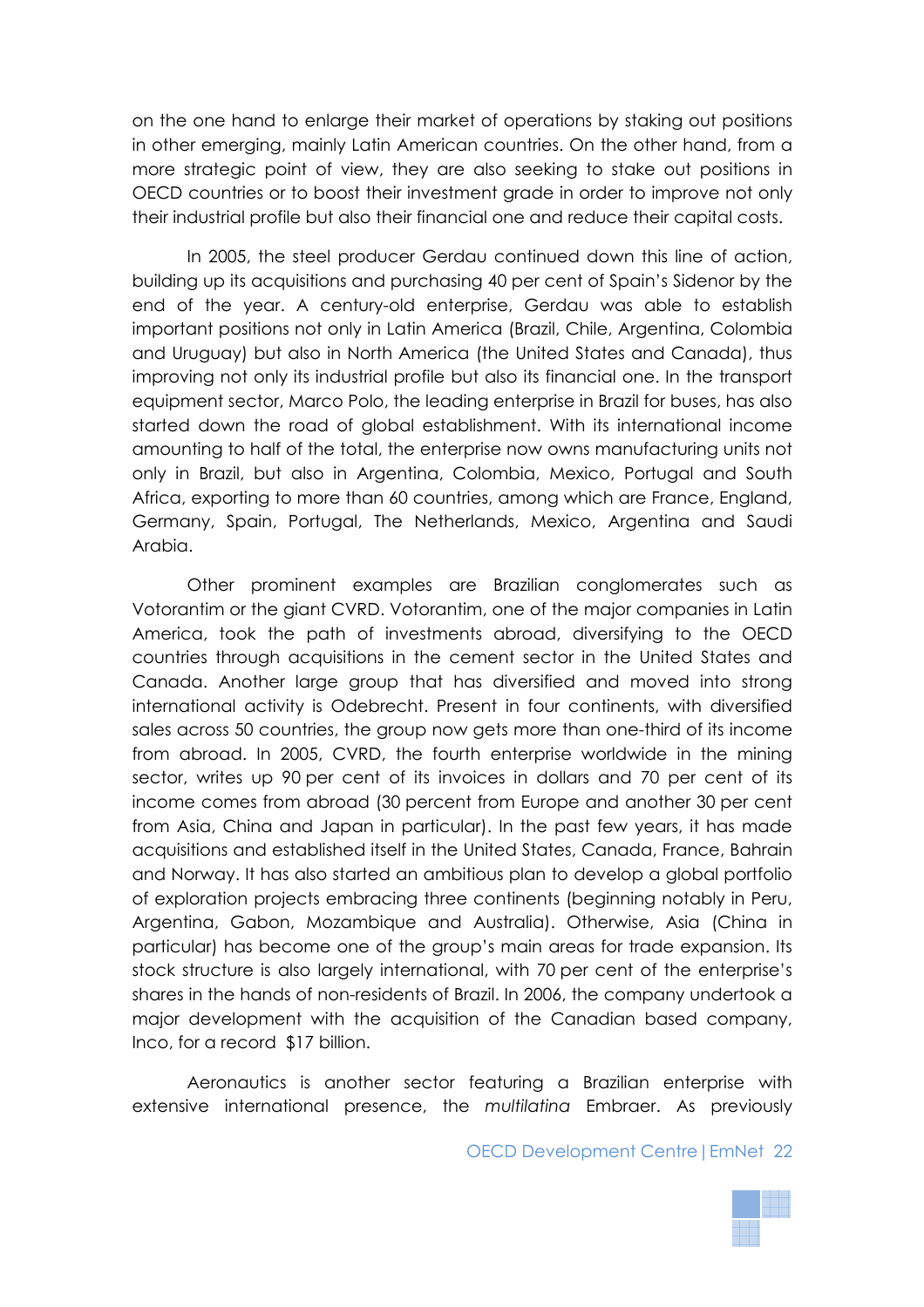on the one hand to enlarge their market of operations by staking out positions in other emerging, mainly Latin American countries. On the other hand, from a more strategic point of view, they are also seeking to stake out positions in OECD countries or to boost their investment grade in order to improve not only their industrial profile but also their financial one and reduce their capital costs.

In 2005, the steel producer Gerdau continued down this line of action, building up its acquisitions and purchasing 40 per cent of Spain's Sidenor by the end of the year. A century-old enterprise, Gerdau was able to establish important positions not only in Latin America (Brazil, Chile, Argentina, Colombia and Uruguay) but also in North America (the United States and Canada), thus improving not only its industrial profile but also its financial one. In the transport equipment sector, Marco Polo, the leading enterprise in Brazil for buses, has also started down the road of global establishment. With its international income amounting to half of the total, the enterprise now owns manufacturing units not only in Brazil, but also in Argentina, Colombia, Mexico, Portugal and South Africa, exporting to more than 60 countries, among which are France, England, Germany, Spain, Portugal, The Netherlands, Mexico, Argentina and Saudi Arabia.

Other prominent examples are Brazilian conglomerates such as Votorantim or the giant CVRD. Votorantim, one of the major companies in Latin America, took the path of investments abroad, diversifying to the OECD countries through acquisitions in the cement sector in the United States and Canada. Another large group that has diversified and moved into strong international activity is Odebrecht. Present in four continents, with diversified sales across 50 countries, the group now gets more than one-third of its income from abroad. In 2005, CVRD, the fourth enterprise worldwide in the mining sector, writes up 90 per cent of its invoices in dollars and 70 per cent of its income comes from abroad (30 percent from Europe and another 30 per cent from Asia, China and Japan in particular). In the past few years, it has made acquisitions and established itself in the United States, Canada, France, Bahrain and Norway. It has also started an ambitious plan to develop a global portfolio of exploration projects embracing three continents (beginning notably in Peru, Argentina, Gabon, Mozambique and Australia). Otherwise, Asia (China in particular) has become one of the group's main areas for trade expansion. Its stock structure is also largely international, with 70 per cent of the enterprise's shares in the hands of non-residents of Brazil. In 2006, the company undertook a major development with the acquisition of the Canadian based company, Inco, for a record $17 billion.

Aeronautics is another sector featuring a Brazilian enterprise with extensive international presence, the *multilatina* Embraer. As previously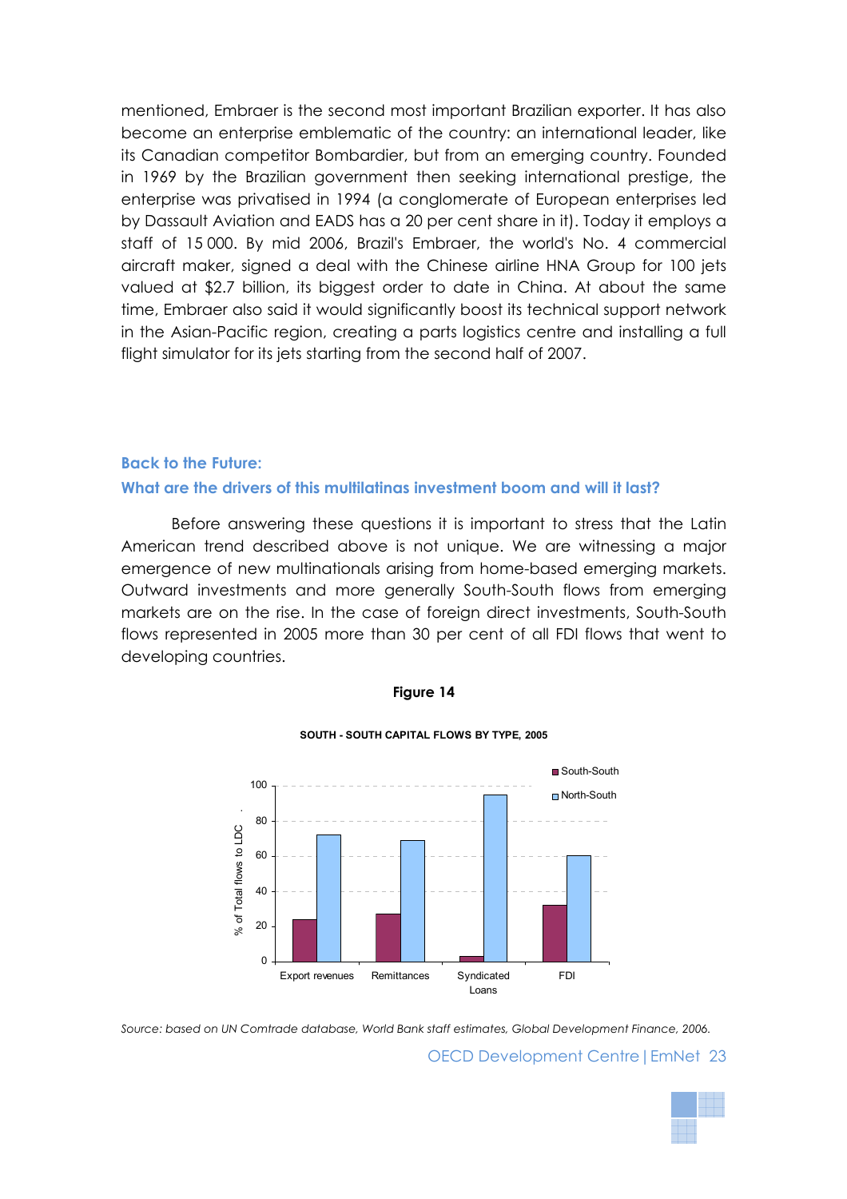mentioned, Embraer is the second most important Brazilian exporter. It has also become an enterprise emblematic of the country: an international leader, like its Canadian competitor Bombardier, but from an emerging country. Founded in 1969 by the Brazilian government then seeking international prestige, the enterprise was privatised in 1994 (a conglomerate of European enterprises led by Dassault Aviation and EADS has a 20 per cent share in it). Today it employs a staff of 15 000. By mid 2006, Brazil's Embraer, the world's No. 4 commercial aircraft maker, signed a deal with the Chinese airline HNA Group for 100 jets valued at $2.7 billion, its biggest order to date in China. At about the same time, Embraer also said it would significantly boost its technical support network in the Asian-Pacific region, creating a parts logistics centre and installing a full flight simulator for its jets starting from the second half of 2007.

### Back to the Future:

### What are the drivers of this multilatinas investment boom and will it last?

Before answering these questions it is important to stress that the Latin American trend described above is not unique. We are witnessing a major emergence of new multinationals arising from home-based emerging markets. Outward investments and more generally South-South flows from emerging markets are on the rise. In the case of foreign direct investments, South-South flows represented in 2005 more than 30 per cent of all FDI flows that went to developing countries.

**Figure 14**

**SOUTH - SOUTH CAPITAL FLOWS BY TYPE, 2005**

| % of Total flows to LDC | South-South | North-South |
|---|---|---|
| Export revenues | 24 | 72 |
| Remittances | 27 | 69 |
| Syndicated Loans | 3 | 95 |
| FDI | 32 | 60 |

*Source: based on UN Comtrade database, World Bank staff estimates, Global Development Finance, 2006.*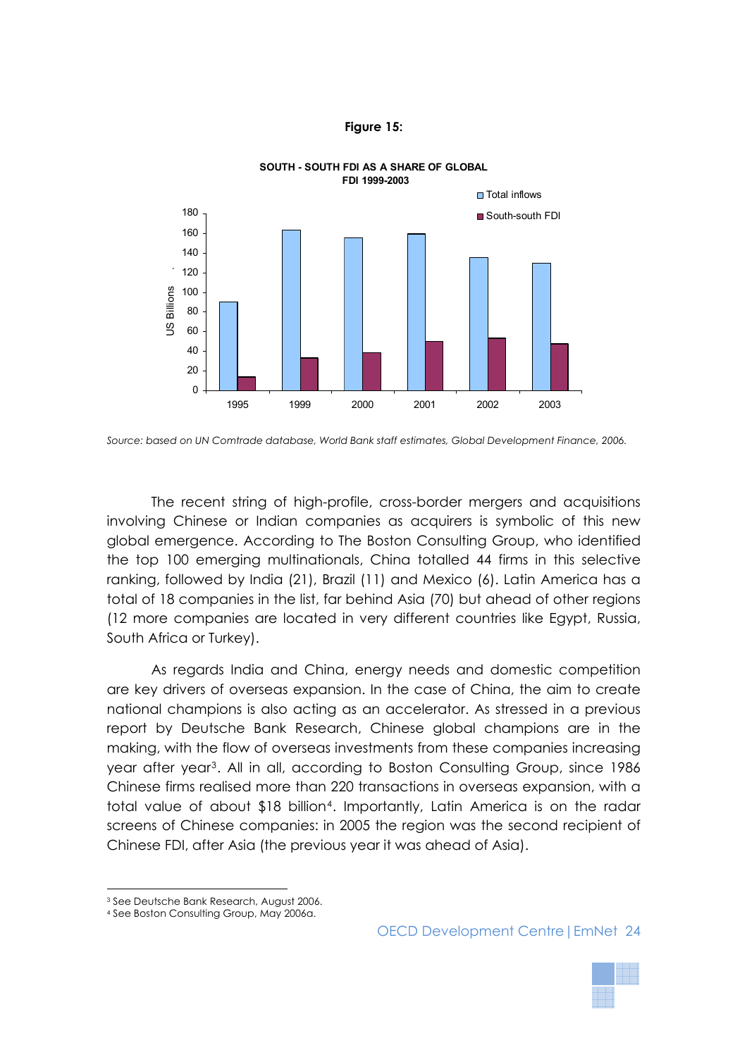**Figure 15:**

**SOUTH - SOUTH FDI AS A SHARE OF GLOBAL FDI 1999-2003**

*Source: based on UN Comtrade database, World Bank staff estimates, Global Development Finance, 2006.*

The recent string of high-profile, cross-border mergers and acquisitions involving Chinese or Indian companies as acquirers is symbolic of this new global emergence. According to The Boston Consulting Group, who identified the top 100 emerging multinationals, China totalled 44 firms in this selective ranking, followed by India (21), Brazil (11) and Mexico (6). Latin America has a total of 18 companies in the list, far behind Asia (70) but ahead of other regions (12 more companies are located in very different countries like Egypt, Russia, South Africa or Turkey).

As regards India and China, energy needs and domestic competition are key drivers of overseas expansion. In the case of China, the aim to create national champions is also acting as an accelerator. As stressed in a previous report by Deutsche Bank Research, Chinese global champions are in the making, with the flow of overseas investments from these companies increasing year after year[3]. All in all, according to Boston Consulting Group, since 1986 Chinese firms realised more than 220 transactions in overseas expansion, with a total value of about $18 billion[4]. Importantly, Latin America is on the radar screens of Chinese companies: in 2005 the region was the second recipient of Chinese FDI, after Asia (the previous year it was ahead of Asia).

[3] See Deutsche Bank Research, August 2006.

[4] See Boston Consulting Group, May 2006a.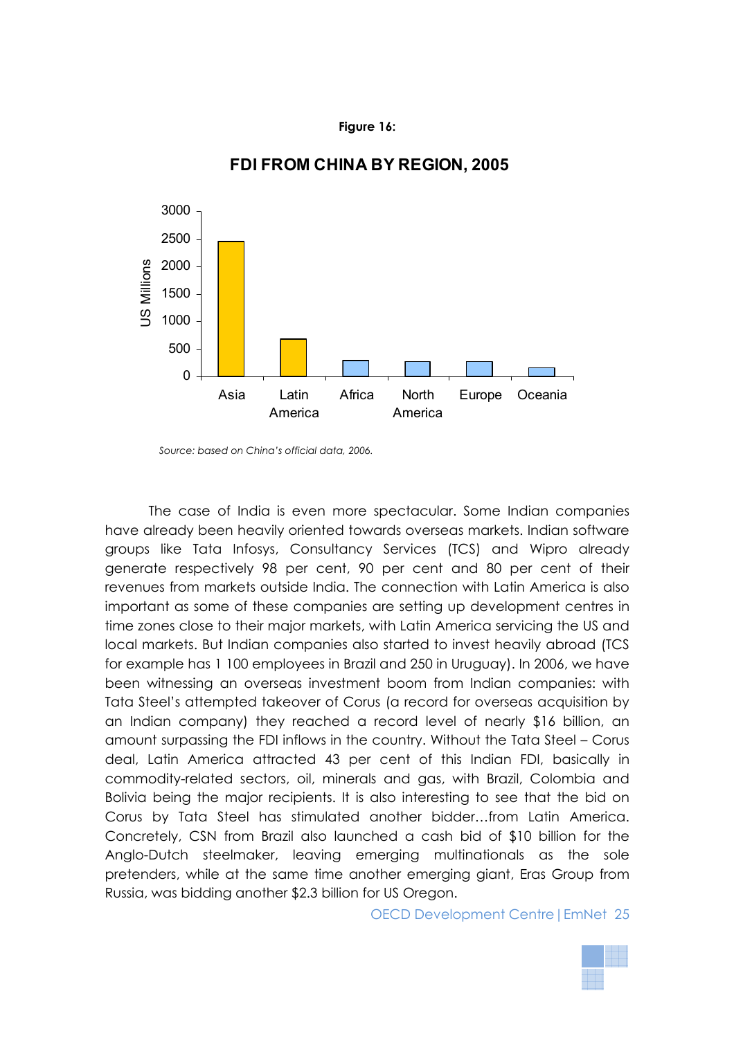**Figure 16:**

**FDI FROM CHINA BY REGION, 2005**

*Source: based on China's official data, 2006.*

The case of India is even more spectacular. Some Indian companies have already been heavily oriented towards overseas markets. Indian software groups like Tata Infosys, Consultancy Services (TCS) and Wipro already generate respectively 98 per cent, 90 per cent and 80 per cent of their revenues from markets outside India. The connection with Latin America is also important as some of these companies are setting up development centres in time zones close to their major markets, with Latin America servicing the US and local markets. But Indian companies also started to invest heavily abroad (TCS for example has 1 100 employees in Brazil and 250 in Uruguay). In 2006, we have been witnessing an overseas investment boom from Indian companies: with Tata Steel's attempted takeover of Corus (a record for overseas acquisition by an Indian company) they reached a record level of nearly $16 billion, an amount surpassing the FDI inflows in the country. Without the Tata Steel – Corus deal, Latin America attracted 43 per cent of this Indian FDI, basically in commodity-related sectors, oil, minerals and gas, with Brazil, Colombia and Bolivia being the major recipients. It is also interesting to see that the bid on Corus by Tata Steel has stimulated another bidder…from Latin America. Concretely, CSN from Brazil also launched a cash bid of $10 billion for the Anglo-Dutch steelmaker, leaving emerging multinationals as the sole pretenders, while at the same time another emerging giant, Eras Group from Russia, was bidding another $2.3 billion for US Oregon.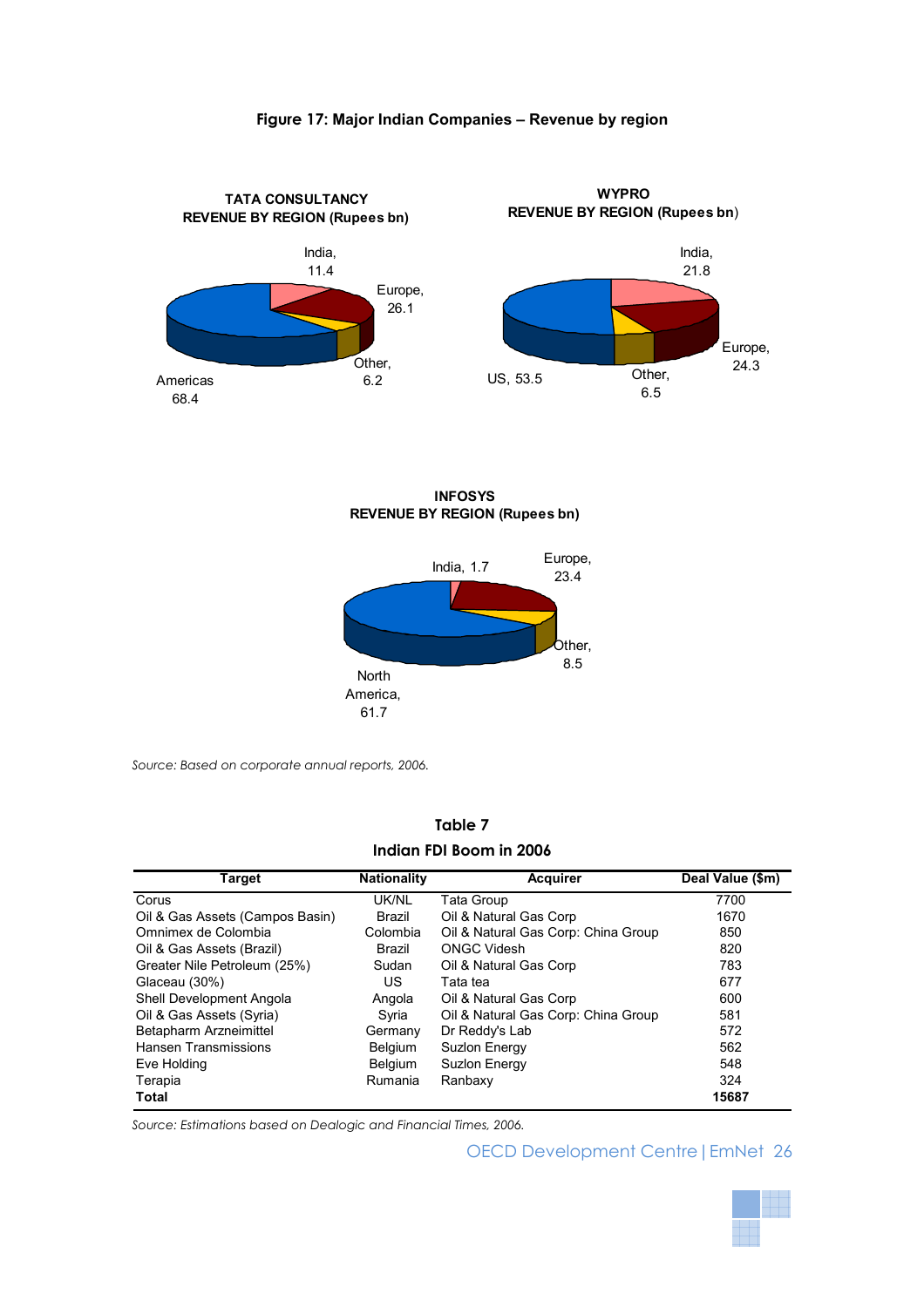**Figure 17: Major Indian Companies – Revenue by region**

**TATA CONSULTANCY REVENUE BY REGION (Rupees bn)**

India, 11.4
Europe, 26.1
Other, 6.2
Americas 68.4

**WYPRO REVENUE BY REGION (Rupees bn)**

India, 21.8
Europe, 24.3
Other, 6.5
US, 53.5

**INFOSYS REVENUE BY REGION (Rupees bn)**

India, 1.7
Europe, 23.4
Other, 8.5
North America, 61.7

*Source: Based on corporate annual reports, 2006.*

**Table 7**

**Indian FDI Boom in 2006**

| Target | Nationality | Acquirer | Deal Value ($m) |
|---|---|---|---|
| Corus | UK/NL | Tata Group | 7700 |
| Oil & Gas Assets (Campos Basin) | Brazil | Oil & Natural Gas Corp | 1670 |
| Omnimex de Colombia | Colombia | Oil & Natural Gas Corp: China Group | 850 |
| Oil & Gas Assets (Brazil) | Brazil | ONGC Videsh | 820 |
| Greater Nile Petroleum (25%) | Sudan | Oil & Natural Gas Corp | 783 |
| Glaceau (30%) | US | Tata tea | 677 |
| Shell Development Angola | Angola | Oil & Natural Gas Corp | 600 |
| Oil & Gas Assets (Syria) | Syria | Oil & Natural Gas Corp: China Group | 581 |
| Betapharm Arzneimittel | Germany | Dr Reddy's Lab | 572 |
| Hansen Transmissions | Belgium | Suzlon Energy | 562 |
| Eve Holding | Belgium | Suzlon Energy | 548 |
| Terapia | Rumania | Ranbaxy | 324 |
| **Total** | | | **15687** |

*Source: Estimations based on Dealogic and Financial Times, 2006.*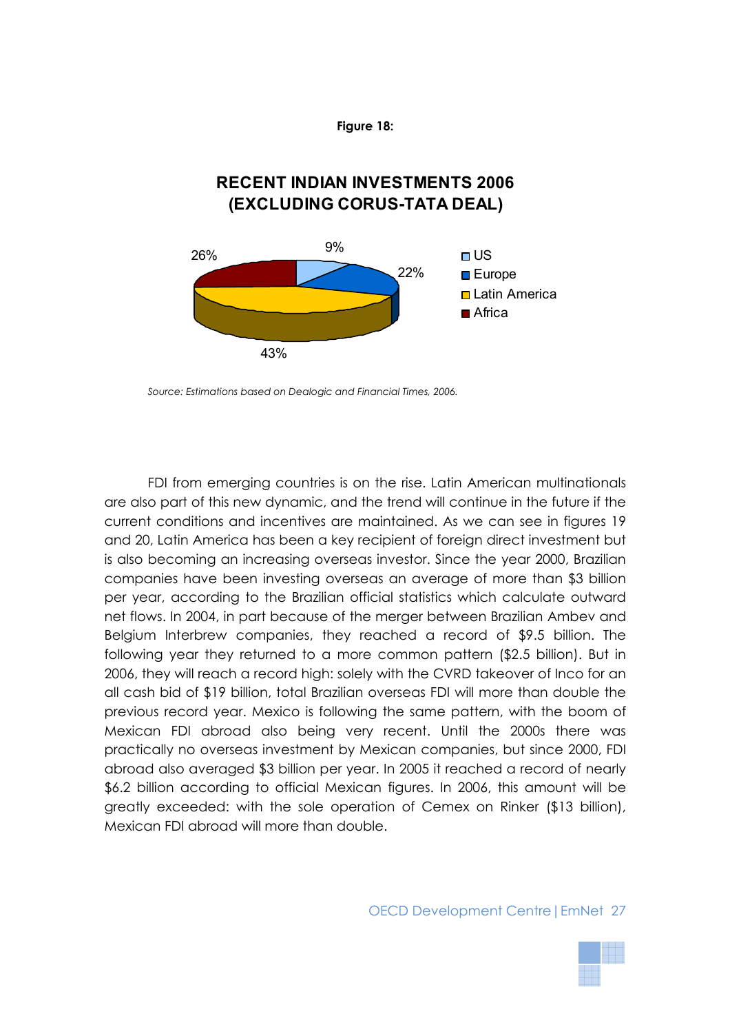**Figure 18:**

**RECENT INDIAN INVESTMENTS 2006 (EXCLUDING CORUS-TATA DEAL)**

| Region | Share |
|---|---|
| US | 9% |
| Europe | 22% |
| Latin America | 43% |
| Africa | 26% |

*Source: Estimations based on Dealogic and Financial Times, 2006.*

FDI from emerging countries is on the rise. Latin American multinationals are also part of this new dynamic, and the trend will continue in the future if the current conditions and incentives are maintained. As we can see in figures 19 and 20, Latin America has been a key recipient of foreign direct investment but is also becoming an increasing overseas investor. Since the year 2000, Brazilian companies have been investing overseas an average of more than $3 billion per year, according to the Brazilian official statistics which calculate outward net flows. In 2004, in part because of the merger between Brazilian Ambev and Belgium Interbrew companies, they reached a record of $9.5 billion. The following year they returned to a more common pattern ($2.5 billion). But in 2006, they will reach a record high: solely with the CVRD takeover of Inco for an all cash bid of $19 billion, total Brazilian overseas FDI will more than double the previous record year. Mexico is following the same pattern, with the boom of Mexican FDI abroad also being very recent. Until the 2000s there was practically no overseas investment by Mexican companies, but since 2000, FDI abroad also averaged $3 billion per year. In 2005 it reached a record of nearly $6.2 billion according to official Mexican figures. In 2006, this amount will be greatly exceeded: with the sole operation of Cemex on Rinker ($13 billion), Mexican FDI abroad will more than double.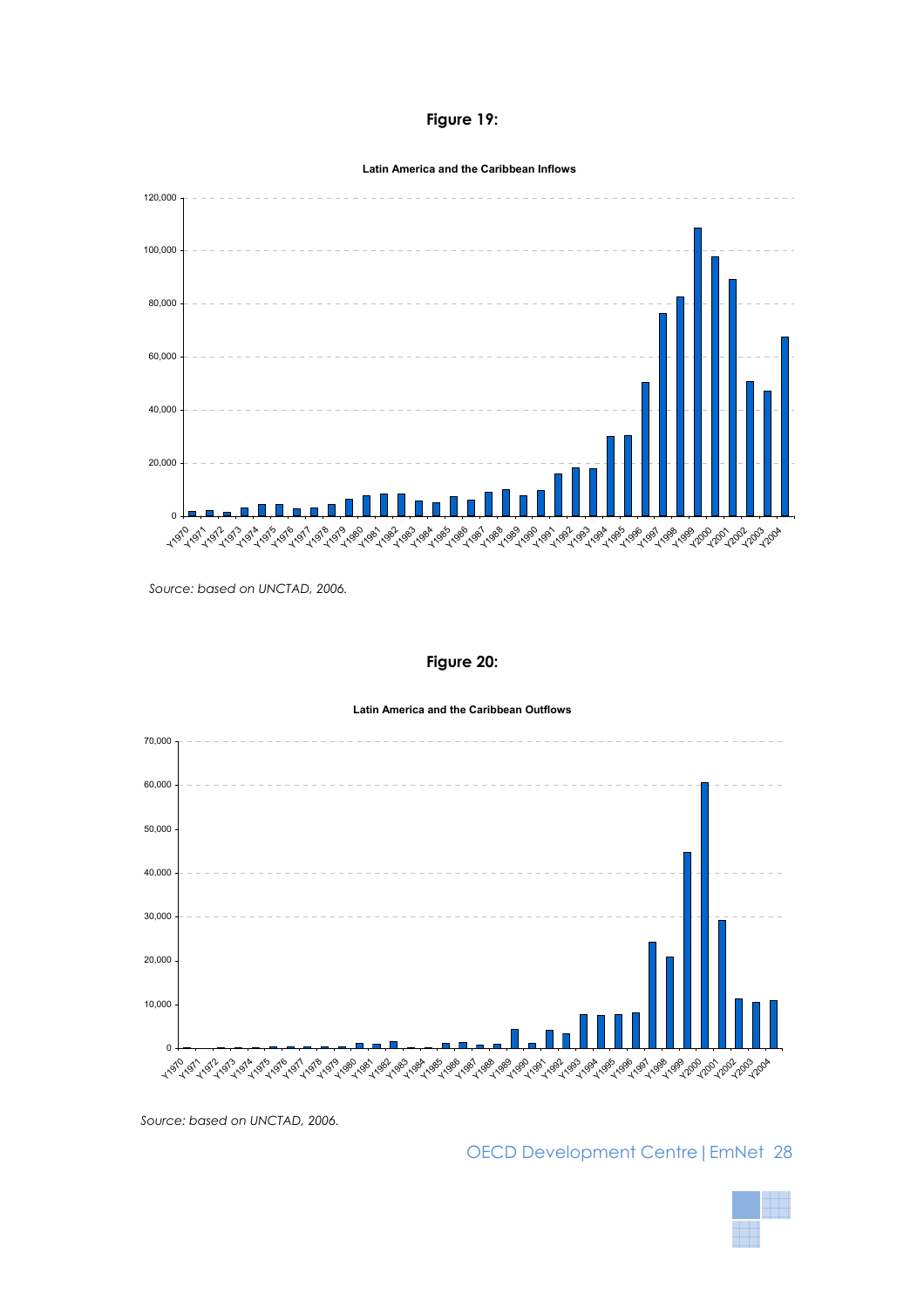**Figure 19:**

**Latin America and the Caribbean Inflows**

*Source: based on UNCTAD, 2006.*

**Figure 20:**

**Latin America and the Caribbean Outflows**

*Source: based on UNCTAD, 2006.*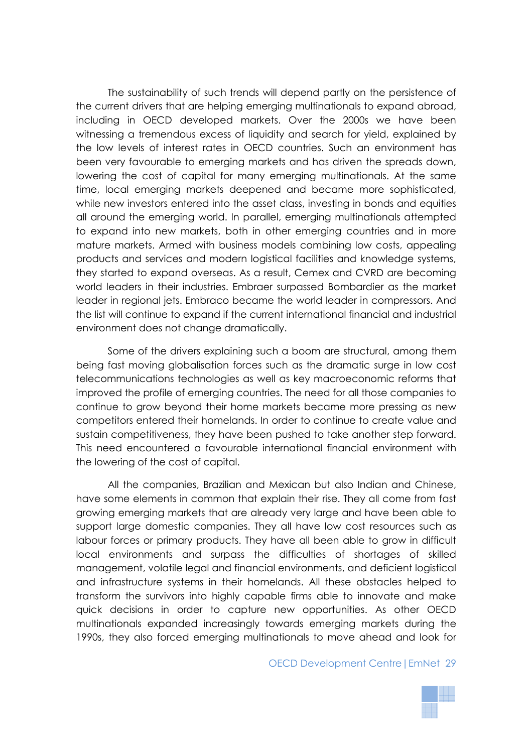The sustainability of such trends will depend partly on the persistence of the current drivers that are helping emerging multinationals to expand abroad, including in OECD developed markets. Over the 2000s we have been witnessing a tremendous excess of liquidity and search for yield, explained by the low levels of interest rates in OECD countries. Such an environment has been very favourable to emerging markets and has driven the spreads down, lowering the cost of capital for many emerging multinationals. At the same time, local emerging markets deepened and became more sophisticated, while new investors entered into the asset class, investing in bonds and equities all around the emerging world. In parallel, emerging multinationals attempted to expand into new markets, both in other emerging countries and in more mature markets. Armed with business models combining low costs, appealing products and services and modern logistical facilities and knowledge systems, they started to expand overseas. As a result, Cemex and CVRD are becoming world leaders in their industries. Embraer surpassed Bombardier as the market leader in regional jets. Embraco became the world leader in compressors. And the list will continue to expand if the current international financial and industrial environment does not change dramatically.

Some of the drivers explaining such a boom are structural, among them being fast moving globalisation forces such as the dramatic surge in low cost telecommunications technologies as well as key macroeconomic reforms that improved the profile of emerging countries. The need for all those companies to continue to grow beyond their home markets became more pressing as new competitors entered their homelands. In order to continue to create value and sustain competitiveness, they have been pushed to take another step forward. This need encountered a favourable international financial environment with the lowering of the cost of capital.

All the companies, Brazilian and Mexican but also Indian and Chinese, have some elements in common that explain their rise. They all come from fast growing emerging markets that are already very large and have been able to support large domestic companies. They all have low cost resources such as labour forces or primary products. They have all been able to grow in difficult local environments and surpass the difficulties of shortages of skilled management, volatile legal and financial environments, and deficient logistical and infrastructure systems in their homelands. All these obstacles helped to transform the survivors into highly capable firms able to innovate and make quick decisions in order to capture new opportunities. As other OECD multinationals expanded increasingly towards emerging markets during the 1990s, they also forced emerging multinationals to move ahead and look for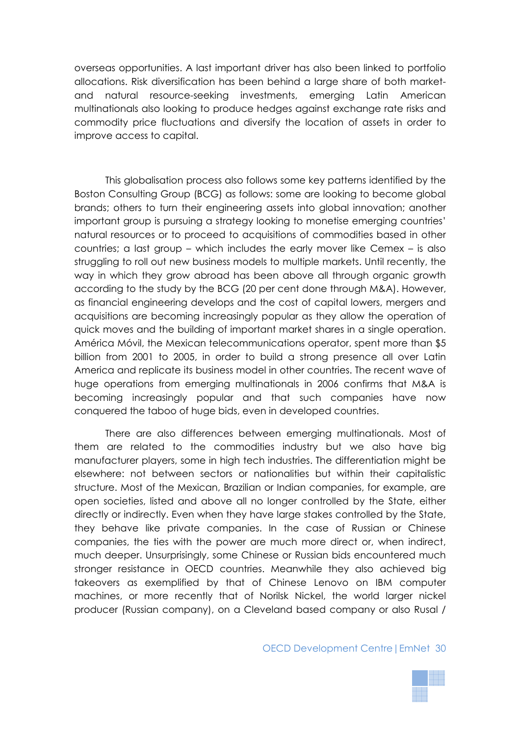overseas opportunities. A last important driver has also been linked to portfolio allocations. Risk diversification has been behind a large share of both market- and natural resource-seeking investments, emerging Latin American multinationals also looking to produce hedges against exchange rate risks and commodity price fluctuations and diversify the location of assets in order to improve access to capital.

This globalisation process also follows some key patterns identified by the Boston Consulting Group (BCG) as follows: some are looking to become global brands; others to turn their engineering assets into global innovation; another important group is pursuing a strategy looking to monetise emerging countries' natural resources or to proceed to acquisitions of commodities based in other countries; a last group – which includes the early mover like Cemex – is also struggling to roll out new business models to multiple markets. Until recently, the way in which they grow abroad has been above all through organic growth according to the study by the BCG (20 per cent done through M&A). However, as financial engineering develops and the cost of capital lowers, mergers and acquisitions are becoming increasingly popular as they allow the operation of quick moves and the building of important market shares in a single operation. América Móvil, the Mexican telecommunications operator, spent more than $5 billion from 2001 to 2005, in order to build a strong presence all over Latin America and replicate its business model in other countries. The recent wave of huge operations from emerging multinationals in 2006 confirms that M&A is becoming increasingly popular and that such companies have now conquered the taboo of huge bids, even in developed countries.

There are also differences between emerging multinationals. Most of them are related to the commodities industry but we also have big manufacturer players, some in high tech industries. The differentiation might be elsewhere: not between sectors or nationalities but within their capitalistic structure. Most of the Mexican, Brazilian or Indian companies, for example, are open societies, listed and above all no longer controlled by the State, either directly or indirectly. Even when they have large stakes controlled by the State, they behave like private companies. In the case of Russian or Chinese companies, the ties with the power are much more direct or, when indirect, much deeper. Unsurprisingly, some Chinese or Russian bids encountered much stronger resistance in OECD countries. Meanwhile they also achieved big takeovers as exemplified by that of Chinese Lenovo on IBM computer machines, or more recently that of Norilsk Nickel, the world larger nickel producer (Russian company), on a Cleveland based company or also Rusal /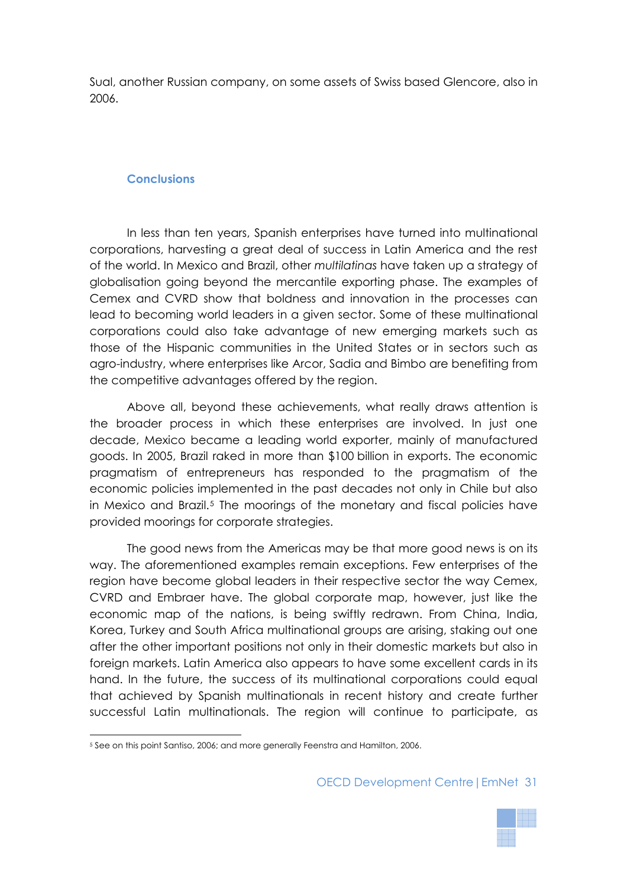Sual, another Russian company, on some assets of Swiss based Glencore, also in 2006.

## Conclusions

In less than ten years, Spanish enterprises have turned into multinational corporations, harvesting a great deal of success in Latin America and the rest of the world. In Mexico and Brazil, other *multilatinas* have taken up a strategy of globalisation going beyond the mercantile exporting phase. The examples of Cemex and CVRD show that boldness and innovation in the processes can lead to becoming world leaders in a given sector. Some of these multinational corporations could also take advantage of new emerging markets such as those of the Hispanic communities in the United States or in sectors such as agro-industry, where enterprises like Arcor, Sadia and Bimbo are benefiting from the competitive advantages offered by the region.

Above all, beyond these achievements, what really draws attention is the broader process in which these enterprises are involved. In just one decade, Mexico became a leading world exporter, mainly of manufactured goods. In 2005, Brazil raked in more than $100 billion in exports. The economic pragmatism of entrepreneurs has responded to the pragmatism of the economic policies implemented in the past decades not only in Chile but also in Mexico and Brazil.[5] The moorings of the monetary and fiscal policies have provided moorings for corporate strategies.

The good news from the Americas may be that more good news is on its way. The aforementioned examples remain exceptions. Few enterprises of the region have become global leaders in their respective sector the way Cemex, CVRD and Embraer have. The global corporate map, however, just like the economic map of the nations, is being swiftly redrawn. From China, India, Korea, Turkey and South Africa multinational groups are arising, staking out one after the other important positions not only in their domestic markets but also in foreign markets. Latin America also appears to have some excellent cards in its hand. In the future, the success of its multinational corporations could equal that achieved by Spanish multinationals in recent history and create further successful Latin multinationals. The region will continue to participate, as

[5] See on this point Santiso, 2006; and more generally Feenstra and Hamilton, 2006.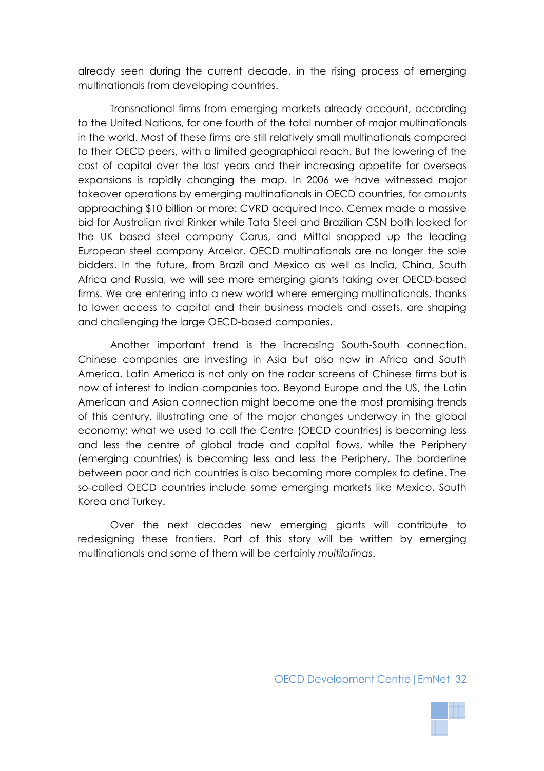already seen during the current decade, in the rising process of emerging multinationals from developing countries.

Transnational firms from emerging markets already account, according to the United Nations, for one fourth of the total number of major multinationals in the world. Most of these firms are still relatively small multinationals compared to their OECD peers, with a limited geographical reach. But the lowering of the cost of capital over the last years and their increasing appetite for overseas expansions is rapidly changing the map. In 2006 we have witnessed major takeover operations by emerging multinationals in OECD countries, for amounts approaching $10 billion or more: CVRD acquired Inco, Cemex made a massive bid for Australian rival Rinker while Tata Steel and Brazilian CSN both looked for the UK based steel company Corus, and Mittal snapped up the leading European steel company Arcelor. OECD multinationals are no longer the sole bidders. In the future, from Brazil and Mexico as well as India, China, South Africa and Russia, we will see more emerging giants taking over OECD-based firms. We are entering into a new world where emerging multinationals, thanks to lower access to capital and their business models and assets, are shaping and challenging the large OECD-based companies.

Another important trend is the increasing South-South connection. Chinese companies are investing in Asia but also now in Africa and South America. Latin America is not only on the radar screens of Chinese firms but is now of interest to Indian companies too. Beyond Europe and the US, the Latin American and Asian connection might become one the most promising trends of this century, illustrating one of the major changes underway in the global economy: what we used to call the Centre (OECD countries) is becoming less and less the centre of global trade and capital flows, while the Periphery (emerging countries) is becoming less and less the Periphery. The borderline between poor and rich countries is also becoming more complex to define. The so-called OECD countries include some emerging markets like Mexico, South Korea and Turkey.

Over the next decades new emerging giants will contribute to redesigning these frontiers. Part of this story will be written by emerging multinationals and some of them will be certainly *multilatinas*.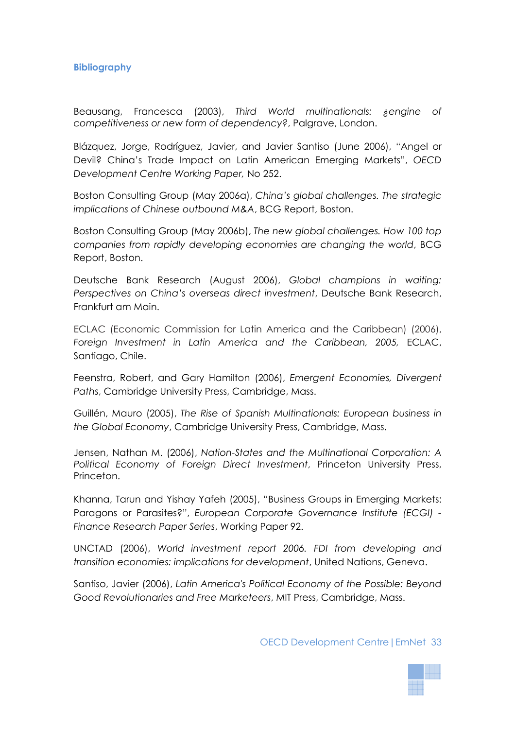## Bibliography

Beausang, Francesca (2003), *Third World multinationals: ¿engine of competitiveness or new form of dependency?*, Palgrave, London.

Blázquez, Jorge, Rodríguez, Javier, and Javier Santiso (June 2006), "Angel or Devil? China's Trade Impact on Latin American Emerging Markets", *OECD Development Centre Working Paper,* No 252.

Boston Consulting Group (May 2006a), *China's global challenges. The strategic implications of Chinese outbound M&A*, BCG Report, Boston.

Boston Consulting Group (May 2006b), *The new global challenges. How 100 top companies from rapidly developing economies are changing the world*, BCG Report, Boston.

Deutsche Bank Research (August 2006), *Global champions in waiting: Perspectives on China's overseas direct investment*, Deutsche Bank Research, Frankfurt am Main.

ECLAC (Economic Commission for Latin America and the Caribbean) (2006), *Foreign Investment in Latin America and the Caribbean, 2005,* ECLAC, Santiago, Chile.

Feenstra, Robert, and Gary Hamilton (2006), *Emergent Economies, Divergent Paths*, Cambridge University Press, Cambridge, Mass.

Guillén, Mauro (2005), *The Rise of Spanish Multinationals: European business in the Global Economy*, Cambridge University Press, Cambridge, Mass.

Jensen, Nathan M. (2006), *Nation-States and the Multinational Corporation: A Political Economy of Foreign Direct Investment*, Princeton University Press, Princeton.

Khanna, Tarun and Yishay Yafeh (2005), "Business Groups in Emerging Markets: Paragons or Parasites?", *European Corporate Governance Institute (ECGI) - Finance Research Paper Series*, Working Paper 92.

UNCTAD (2006), *World investment report 2006. FDI from developing and transition economies: implications for development*, United Nations, Geneva.

Santiso, Javier (2006), *Latin America's Political Economy of the Possible: Beyond Good Revolutionaries and Free Marketeers*, MIT Press, Cambridge, Mass.